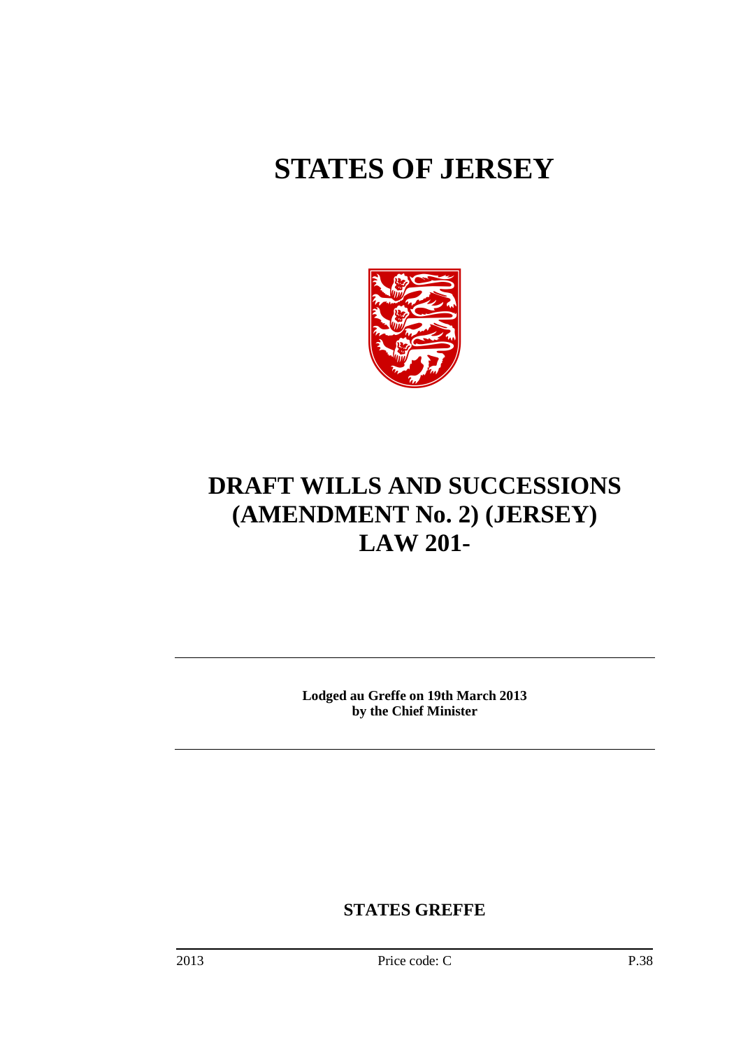# STATES OF JERSEY

# DRAFT WILLS AND SUCCESSIONS (AMENDMENT No. 2) (JERSEY) LAW 201-

**Lodged au Greffe on 19th March 2013**
**by the Chief Minister**

**STATES GREFFE**

2013 Price code: C P.38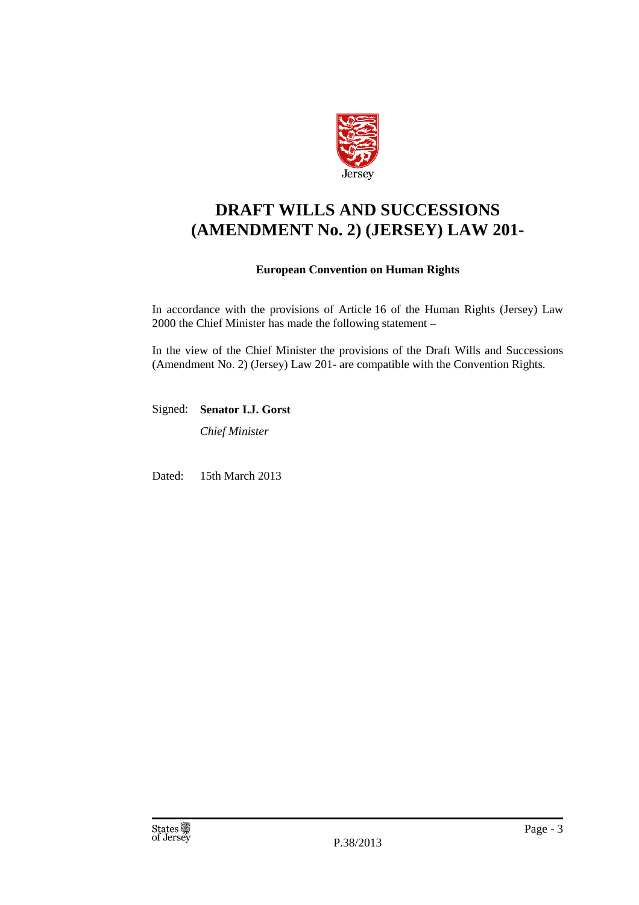# DRAFT WILLS AND SUCCESSIONS (AMENDMENT No. 2) (JERSEY) LAW 201-

**European Convention on Human Rights**

In accordance with the provisions of Article 16 of the Human Rights (Jersey) Law 2000 the Chief Minister has made the following statement –

In the view of the Chief Minister the provisions of the Draft Wills and Successions (Amendment No. 2) (Jersey) Law 201- are compatible with the Convention Rights.

Signed: **Senator I.J. Gorst**

*Chief Minister*

Dated: 15th March 2013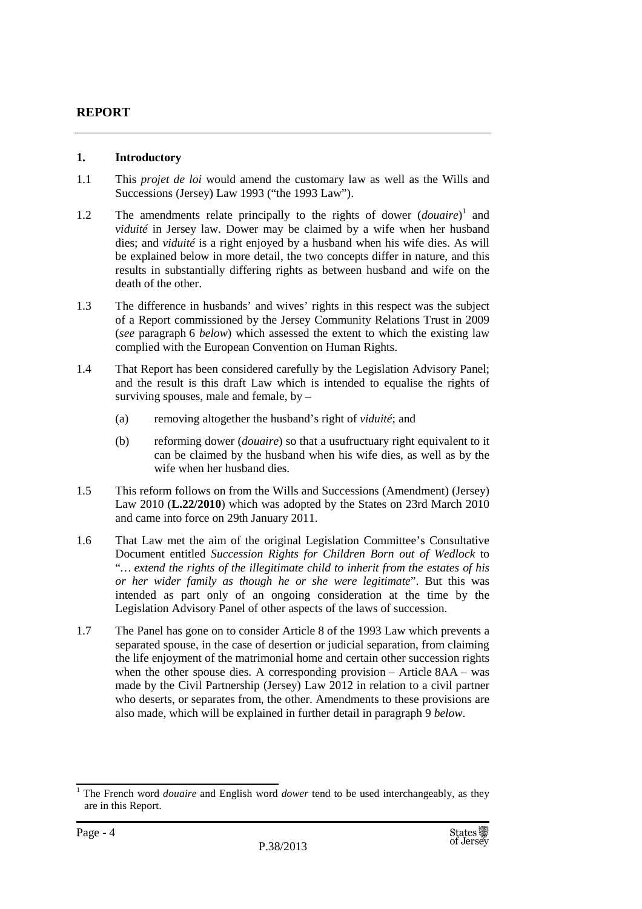## REPORT

### 1. Introductory

1.1 This *projet de loi* would amend the customary law as well as the Wills and Successions (Jersey) Law 1993 ("the 1993 Law").

1.2 The amendments relate principally to the rights of dower (*douaire*)[1] and *viduité* in Jersey law. Dower may be claimed by a wife when her husband dies; and *viduité* is a right enjoyed by a husband when his wife dies. As will be explained below in more detail, the two concepts differ in nature, and this results in substantially differing rights as between husband and wife on the death of the other.

1.3 The difference in husbands' and wives' rights in this respect was the subject of a Report commissioned by the Jersey Community Relations Trust in 2009 (*see* paragraph 6 *below*) which assessed the extent to which the existing law complied with the European Convention on Human Rights.

1.4 That Report has been considered carefully by the Legislation Advisory Panel; and the result is this draft Law which is intended to equalise the rights of surviving spouses, male and female, by –

- (a) removing altogether the husband's right of *viduité*; and
- (b) reforming dower (*douaire*) so that a usufructuary right equivalent to it can be claimed by the husband when his wife dies, as well as by the wife when her husband dies.

1.5 This reform follows on from the Wills and Successions (Amendment) (Jersey) Law 2010 (**L.22/2010**) which was adopted by the States on 23rd March 2010 and came into force on 29th January 2011.

1.6 That Law met the aim of the original Legislation Committee's Consultative Document entitled *Succession Rights for Children Born out of Wedlock* to "*… extend the rights of the illegitimate child to inherit from the estates of his or her wider family as though he or she were legitimate*". But this was intended as part only of an ongoing consideration at the time by the Legislation Advisory Panel of other aspects of the laws of succession.

1.7 The Panel has gone on to consider Article 8 of the 1993 Law which prevents a separated spouse, in the case of desertion or judicial separation, from claiming the life enjoyment of the matrimonial home and certain other succession rights when the other spouse dies. A corresponding provision – Article 8AA – was made by the Civil Partnership (Jersey) Law 2012 in relation to a civil partner who deserts, or separates from, the other. Amendments to these provisions are also made, which will be explained in further detail in paragraph 9 *below*.

[1] The French word *douaire* and English word *dower* tend to be used interchangeably, as they are in this Report.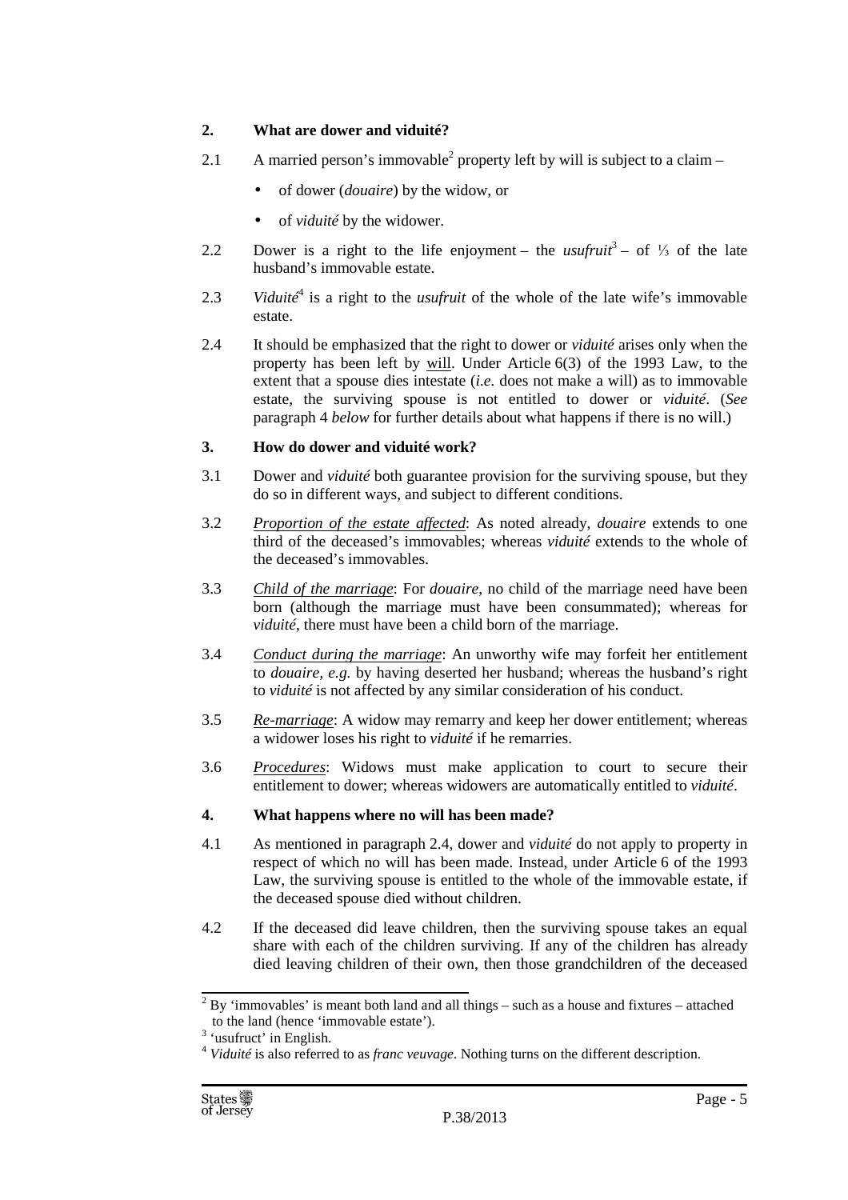## 2. What are dower and viduité?

2.1 A married person's immovable[2] property left by will is subject to a claim –

- of dower (*douaire*) by the widow, or
- of *viduité* by the widower.

2.2 Dower is a right to the life enjoyment – the *usufruit*[3] – of ⅓ of the late husband's immovable estate.

2.3 *Viduité*[4] is a right to the *usufruit* of the whole of the late wife's immovable estate.

2.4 It should be emphasized that the right to dower or *viduité* arises only when the property has been left by will. Under Article 6(3) of the 1993 Law, to the extent that a spouse dies intestate (*i.e.* does not make a will) as to immovable estate, the surviving spouse is not entitled to dower or *viduité*. (*See* paragraph 4 *below* for further details about what happens if there is no will.)

## 3. How do dower and viduité work?

3.1 Dower and *viduité* both guarantee provision for the surviving spouse, but they do so in different ways, and subject to different conditions.

3.2 *Proportion of the estate affected*: As noted already, *douaire* extends to one third of the deceased's immovables; whereas *viduité* extends to the whole of the deceased's immovables.

3.3 *Child of the marriage*: For *douaire*, no child of the marriage need have been born (although the marriage must have been consummated); whereas for *viduité*, there must have been a child born of the marriage.

3.4 *Conduct during the marriage*: An unworthy wife may forfeit her entitlement to *douaire, e.g.* by having deserted her husband; whereas the husband's right to *viduité* is not affected by any similar consideration of his conduct.

3.5 *Re-marriage*: A widow may remarry and keep her dower entitlement; whereas a widower loses his right to *viduité* if he remarries.

3.6 *Procedures*: Widows must make application to court to secure their entitlement to dower; whereas widowers are automatically entitled to *viduité*.

## 4. What happens where no will has been made?

4.1 As mentioned in paragraph 2.4, dower and *viduité* do not apply to property in respect of which no will has been made. Instead, under Article 6 of the 1993 Law, the surviving spouse is entitled to the whole of the immovable estate, if the deceased spouse died without children.

4.2 If the deceased did leave children, then the surviving spouse takes an equal share with each of the children surviving. If any of the children has already died leaving children of their own, then those grandchildren of the deceased

---

[2] By 'immovables' is meant both land and all things – such as a house and fixtures – attached to the land (hence 'immovable estate').

[3] 'usufruct' in English.

[4] *Viduité* is also referred to as *franc veuvage*. Nothing turns on the different description.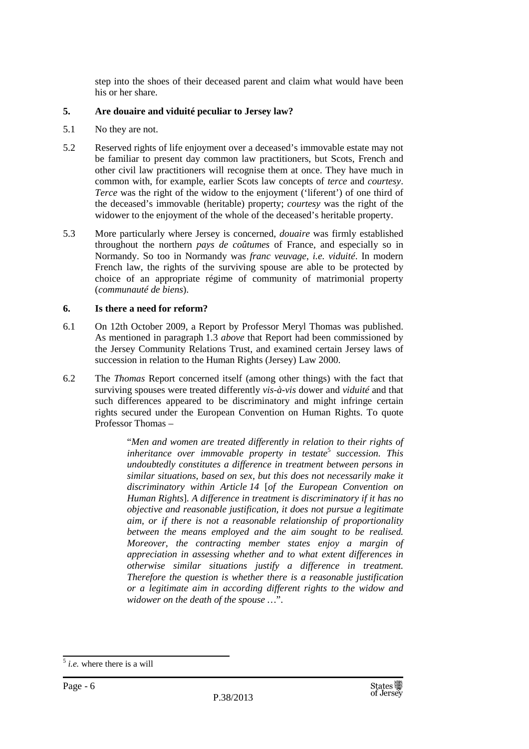step into the shoes of their deceased parent and claim what would have been his or her share.

## 5. Are douaire and viduité peculiar to Jersey law?

5.1 No they are not.

5.2 Reserved rights of life enjoyment over a deceased's immovable estate may not be familiar to present day common law practitioners, but Scots, French and other civil law practitioners will recognise them at once. They have much in common with, for example, earlier Scots law concepts of *terce* and *courtesy*. *Terce* was the right of the widow to the enjoyment ('liferent') of one third of the deceased's immovable (heritable) property; *courtesy* was the right of the widower to the enjoyment of the whole of the deceased's heritable property.

5.3 More particularly where Jersey is concerned, *douaire* was firmly established throughout the northern *pays de coûtumes* of France, and especially so in Normandy. So too in Normandy was *franc veuvage*, *i.e. viduité*. In modern French law, the rights of the surviving spouse are able to be protected by choice of an appropriate régime of community of matrimonial property (*communauté de biens*).

## 6. Is there a need for reform?

6.1 On 12th October 2009, a Report by Professor Meryl Thomas was published. As mentioned in paragraph 1.3 *above* that Report had been commissioned by the Jersey Community Relations Trust, and examined certain Jersey laws of succession in relation to the Human Rights (Jersey) Law 2000.

6.2 The *Thomas* Report concerned itself (among other things) with the fact that surviving spouses were treated differently *vis-à-vis* dower and *viduité* and that such differences appeared to be discriminatory and might infringe certain rights secured under the European Convention on Human Rights. To quote Professor Thomas –

> "*Men and women are treated differently in relation to their rights of inheritance over immovable property in testate*[5] *succession. This undoubtedly constitutes a difference in treatment between persons in similar situations, based on sex, but this does not necessarily make it discriminatory within Article 14* [*of the European Convention on Human Rights*]. *A difference in treatment is discriminatory if it has no objective and reasonable justification, it does not pursue a legitimate aim, or if there is not a reasonable relationship of proportionality between the means employed and the aim sought to be realised. Moreover, the contracting member states enjoy a margin of appreciation in assessing whether and to what extent differences in otherwise similar situations justify a difference in treatment. Therefore the question is whether there is a reasonable justification or a legitimate aim in according different rights to the widow and widower on the death of the spouse* …".

---

[5] *i.e.* where there is a will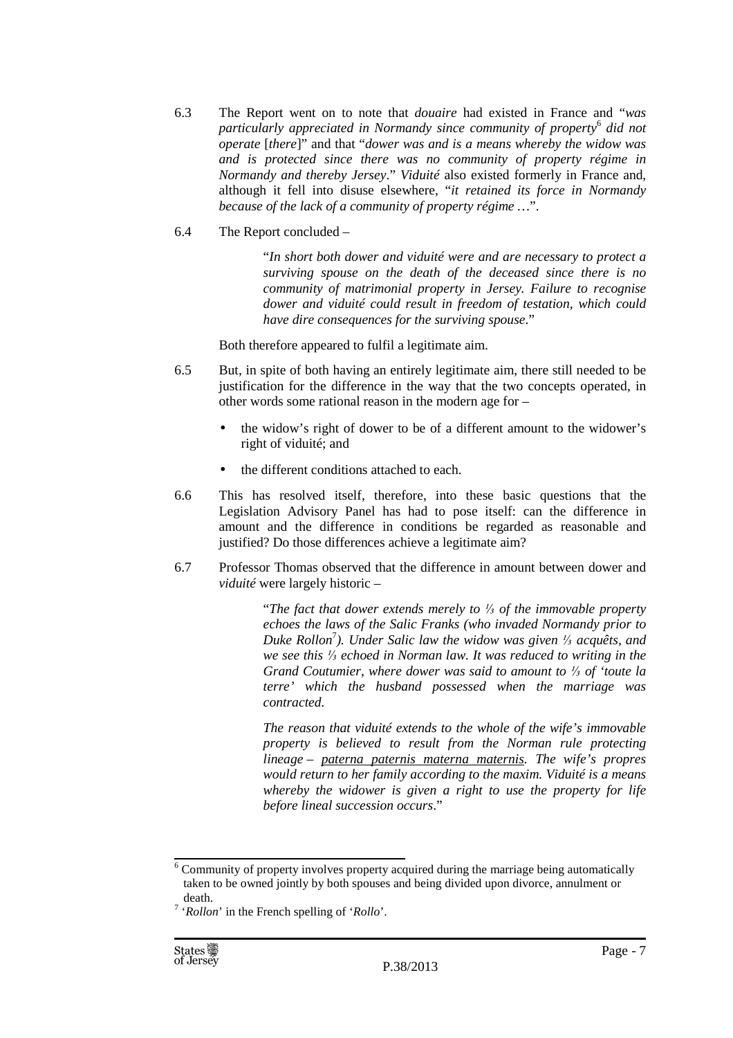6.3 The Report went on to note that *douaire* had existed in France and "*was particularly appreciated in Normandy since community of property*[6] *did not operate* [*there*]" and that "*dower was and is a means whereby the widow was and is protected since there was no community of property régime in Normandy and thereby Jersey*." *Viduité* also existed formerly in France and, although it fell into disuse elsewhere, "*it retained its force in Normandy because of the lack of a community of property régime …*".

6.4 The Report concluded –

> "*In short both dower and viduité were and are necessary to protect a surviving spouse on the death of the deceased since there is no community of matrimonial property in Jersey. Failure to recognise dower and viduité could result in freedom of testation, which could have dire consequences for the surviving spouse*."

Both therefore appeared to fulfil a legitimate aim.

6.5 But, in spite of both having an entirely legitimate aim, there still needed to be justification for the difference in the way that the two concepts operated, in other words some rational reason in the modern age for –

- the widow's right of dower to be of a different amount to the widower's right of viduité; and
- the different conditions attached to each.

6.6 This has resolved itself, therefore, into these basic questions that the Legislation Advisory Panel has had to pose itself: can the difference in amount and the difference in conditions be regarded as reasonable and justified? Do those differences achieve a legitimate aim?

6.7 Professor Thomas observed that the difference in amount between dower and *viduité* were largely historic –

> "*The fact that dower extends merely to ⅓ of the immovable property echoes the laws of the Salic Franks (who invaded Normandy prior to Duke Rollon*[7]*). Under Salic law the widow was given ⅓ acquêts, and we see this ⅓ echoed in Norman law. It was reduced to writing in the Grand Coutumier, where dower was said to amount to ⅓ of 'toute la terre' which the husband possessed when the marriage was contracted.*
>
> *The reason that viduité extends to the whole of the wife's immovable property is believed to result from the Norman rule protecting lineage – paterna paternis materna maternis. The wife's propres would return to her family according to the maxim. Viduité is a means whereby the widower is given a right to use the property for life before lineal succession occurs*."

---

[6] Community of property involves property acquired during the marriage being automatically taken to be owned jointly by both spouses and being divided upon divorce, annulment or death.

[7] '*Rollon*' in the French spelling of '*Rollo*'.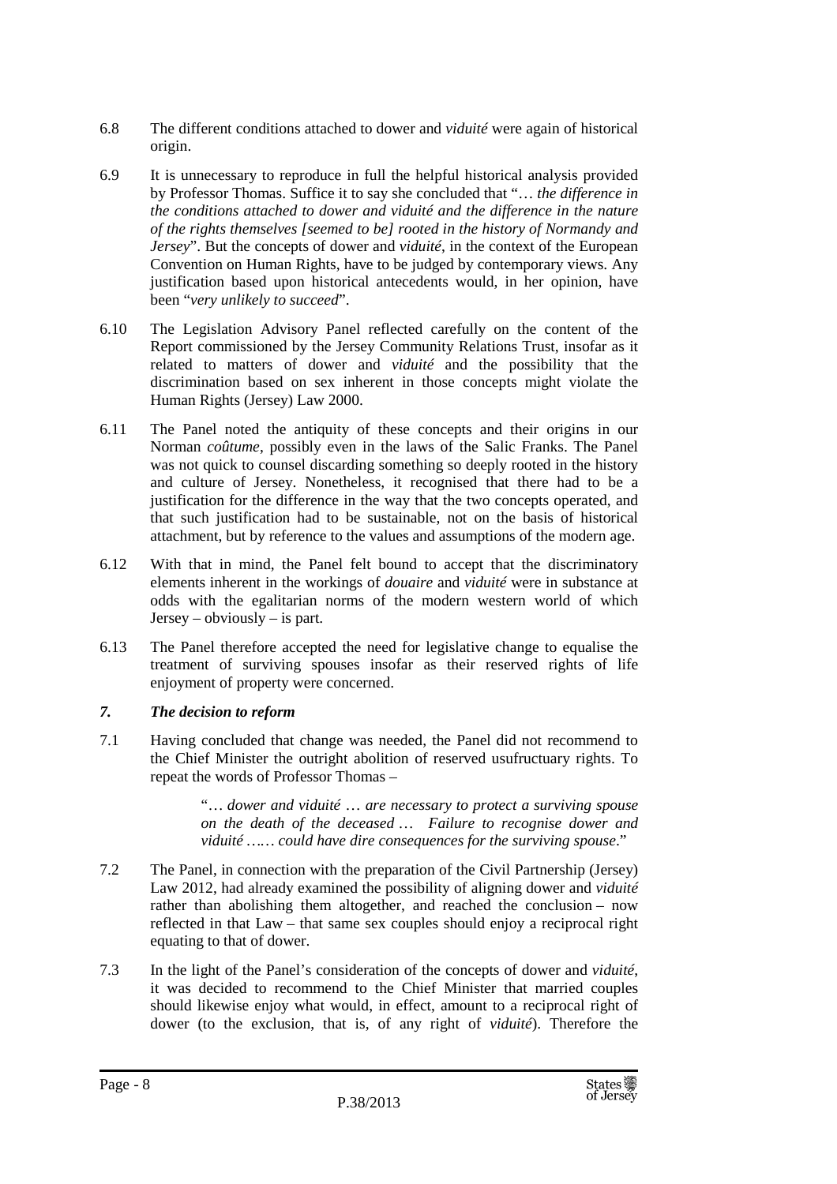6.8 The different conditions attached to dower and *viduité* were again of historical origin.

6.9 It is unnecessary to reproduce in full the helpful historical analysis provided by Professor Thomas. Suffice it to say she concluded that "*… the difference in the conditions attached to dower and viduité and the difference in the nature of the rights themselves [seemed to be] rooted in the history of Normandy and Jersey*". But the concepts of dower and *viduité*, in the context of the European Convention on Human Rights, have to be judged by contemporary views. Any justification based upon historical antecedents would, in her opinion, have been "*very unlikely to succeed*".

6.10 The Legislation Advisory Panel reflected carefully on the content of the Report commissioned by the Jersey Community Relations Trust, insofar as it related to matters of dower and *viduité* and the possibility that the discrimination based on sex inherent in those concepts might violate the Human Rights (Jersey) Law 2000.

6.11 The Panel noted the antiquity of these concepts and their origins in our Norman *coûtume*, possibly even in the laws of the Salic Franks. The Panel was not quick to counsel discarding something so deeply rooted in the history and culture of Jersey. Nonetheless, it recognised that there had to be a justification for the difference in the way that the two concepts operated, and that such justification had to be sustainable, not on the basis of historical attachment, but by reference to the values and assumptions of the modern age.

6.12 With that in mind, the Panel felt bound to accept that the discriminatory elements inherent in the workings of *douaire* and *viduité* were in substance at odds with the egalitarian norms of the modern western world of which Jersey – obviously – is part.

6.13 The Panel therefore accepted the need for legislative change to equalise the treatment of surviving spouses insofar as their reserved rights of life enjoyment of property were concerned.

### *7. The decision to reform*

7.1 Having concluded that change was needed, the Panel did not recommend to the Chief Minister the outright abolition of reserved usufructuary rights. To repeat the words of Professor Thomas –

> "*… dower and viduité … are necessary to protect a surviving spouse on the death of the deceased … Failure to recognise dower and viduité …… could have dire consequences for the surviving spouse*."

7.2 The Panel, in connection with the preparation of the Civil Partnership (Jersey) Law 2012, had already examined the possibility of aligning dower and *viduité* rather than abolishing them altogether, and reached the conclusion – now reflected in that Law – that same sex couples should enjoy a reciprocal right equating to that of dower.

7.3 In the light of the Panel's consideration of the concepts of dower and *viduité*, it was decided to recommend to the Chief Minister that married couples should likewise enjoy what would, in effect, amount to a reciprocal right of dower (to the exclusion, that is, of any right of *viduité*). Therefore the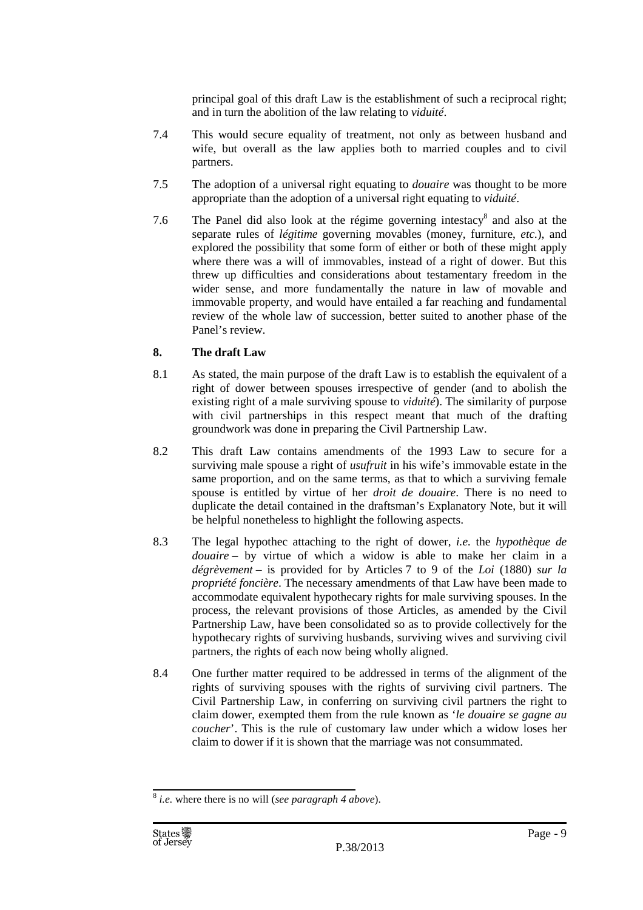principal goal of this draft Law is the establishment of such a reciprocal right; and in turn the abolition of the law relating to *viduité*.

7.4 This would secure equality of treatment, not only as between husband and wife, but overall as the law applies both to married couples and to civil partners.

7.5 The adoption of a universal right equating to *douaire* was thought to be more appropriate than the adoption of a universal right equating to *viduité*.

7.6 The Panel did also look at the régime governing intestacy[8] and also at the separate rules of *légitime* governing movables (money, furniture, *etc.*), and explored the possibility that some form of either or both of these might apply where there was a will of immovables, instead of a right of dower. But this threw up difficulties and considerations about testamentary freedom in the wider sense, and more fundamentally the nature in law of movable and immovable property, and would have entailed a far reaching and fundamental review of the whole law of succession, better suited to another phase of the Panel's review.

**8. The draft Law**

8.1 As stated, the main purpose of the draft Law is to establish the equivalent of a right of dower between spouses irrespective of gender (and to abolish the existing right of a male surviving spouse to *viduité*). The similarity of purpose with civil partnerships in this respect meant that much of the drafting groundwork was done in preparing the Civil Partnership Law.

8.2 This draft Law contains amendments of the 1993 Law to secure for a surviving male spouse a right of *usufruit* in his wife's immovable estate in the same proportion, and on the same terms, as that to which a surviving female spouse is entitled by virtue of her *droit de douaire*. There is no need to duplicate the detail contained in the draftsman's Explanatory Note, but it will be helpful nonetheless to highlight the following aspects.

8.3 The legal hypothec attaching to the right of dower, *i.e.* the *hypothèque de douaire* – by virtue of which a widow is able to make her claim in a *dégrèvement* – is provided for by Articles 7 to 9 of the *Loi* (1880) *sur la propriété foncière*. The necessary amendments of that Law have been made to accommodate equivalent hypothecary rights for male surviving spouses. In the process, the relevant provisions of those Articles, as amended by the Civil Partnership Law, have been consolidated so as to provide collectively for the hypothecary rights of surviving husbands, surviving wives and surviving civil partners, the rights of each now being wholly aligned.

8.4 One further matter required to be addressed in terms of the alignment of the rights of surviving spouses with the rights of surviving civil partners. The Civil Partnership Law, in conferring on surviving civil partners the right to claim dower, exempted them from the rule known as '*le douaire se gagne au coucher*'. This is the rule of customary law under which a widow loses her claim to dower if it is shown that the marriage was not consummated.

---

[8] *i.e.* where there is no will (*see paragraph 4 above*).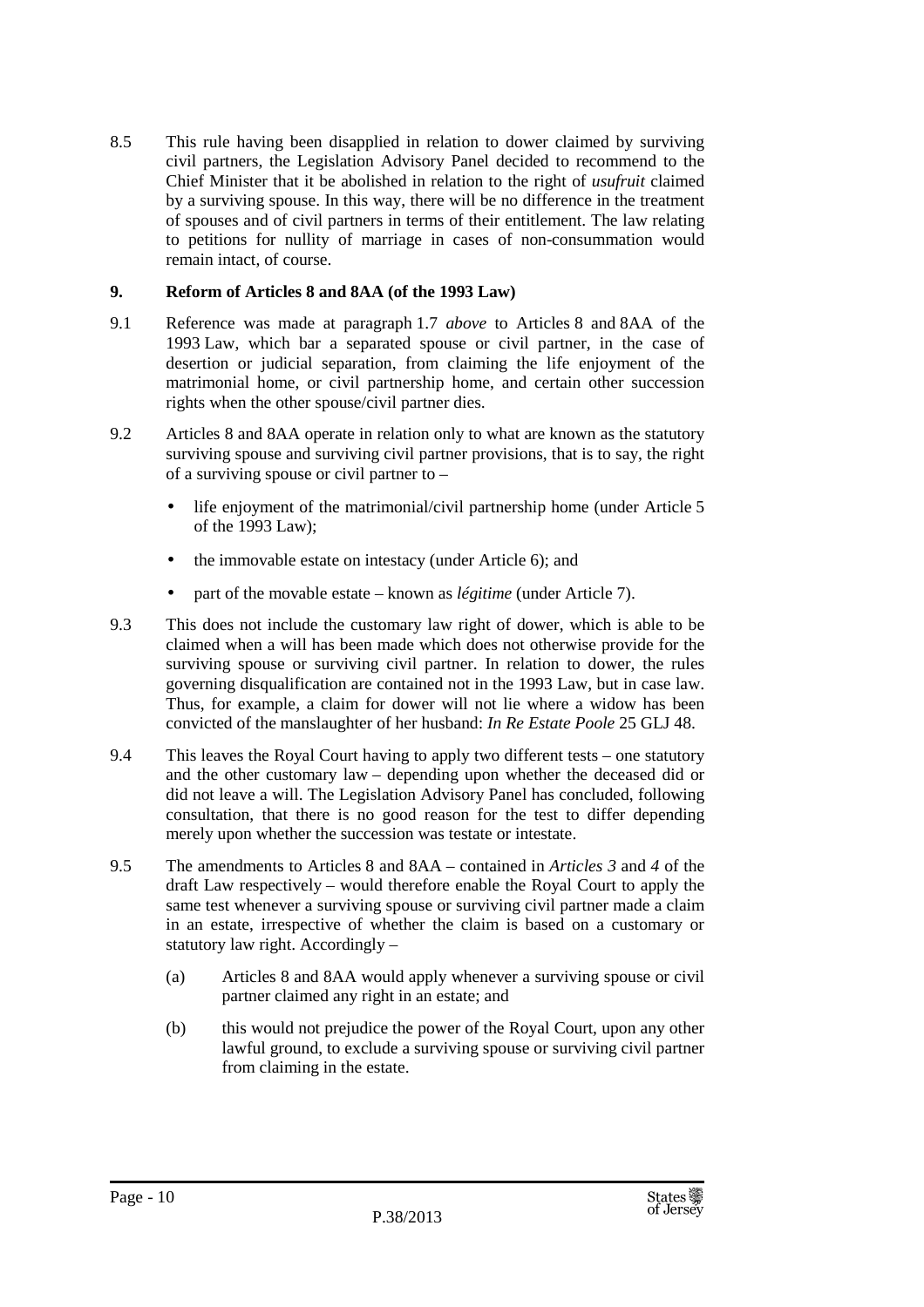8.5 This rule having been disapplied in relation to dower claimed by surviving civil partners, the Legislation Advisory Panel decided to recommend to the Chief Minister that it be abolished in relation to the right of *usufruit* claimed by a surviving spouse. In this way, there will be no difference in the treatment of spouses and of civil partners in terms of their entitlement. The law relating to petitions for nullity of marriage in cases of non-consummation would remain intact, of course.

## 9. Reform of Articles 8 and 8AA (of the 1993 Law)

9.1 Reference was made at paragraph 1.7 *above* to Articles 8 and 8AA of the 1993 Law, which bar a separated spouse or civil partner, in the case of desertion or judicial separation, from claiming the life enjoyment of the matrimonial home, or civil partnership home, and certain other succession rights when the other spouse/civil partner dies.

9.2 Articles 8 and 8AA operate in relation only to what are known as the statutory surviving spouse and surviving civil partner provisions, that is to say, the right of a surviving spouse or civil partner to –

- life enjoyment of the matrimonial/civil partnership home (under Article 5 of the 1993 Law);
- the immovable estate on intestacy (under Article 6); and
- part of the movable estate – known as *légitime* (under Article 7).

9.3 This does not include the customary law right of dower, which is able to be claimed when a will has been made which does not otherwise provide for the surviving spouse or surviving civil partner. In relation to dower, the rules governing disqualification are contained not in the 1993 Law, but in case law. Thus, for example, a claim for dower will not lie where a widow has been convicted of the manslaughter of her husband: *In Re Estate Poole* 25 GLJ 48.

9.4 This leaves the Royal Court having to apply two different tests – one statutory and the other customary law – depending upon whether the deceased did or did not leave a will. The Legislation Advisory Panel has concluded, following consultation, that there is no good reason for the test to differ depending merely upon whether the succession was testate or intestate.

9.5 The amendments to Articles 8 and 8AA – contained in *Articles 3* and *4* of the draft Law respectively – would therefore enable the Royal Court to apply the same test whenever a surviving spouse or surviving civil partner made a claim in an estate, irrespective of whether the claim is based on a customary or statutory law right. Accordingly –

(a) Articles 8 and 8AA would apply whenever a surviving spouse or civil partner claimed any right in an estate; and

(b) this would not prejudice the power of the Royal Court, upon any other lawful ground, to exclude a surviving spouse or surviving civil partner from claiming in the estate.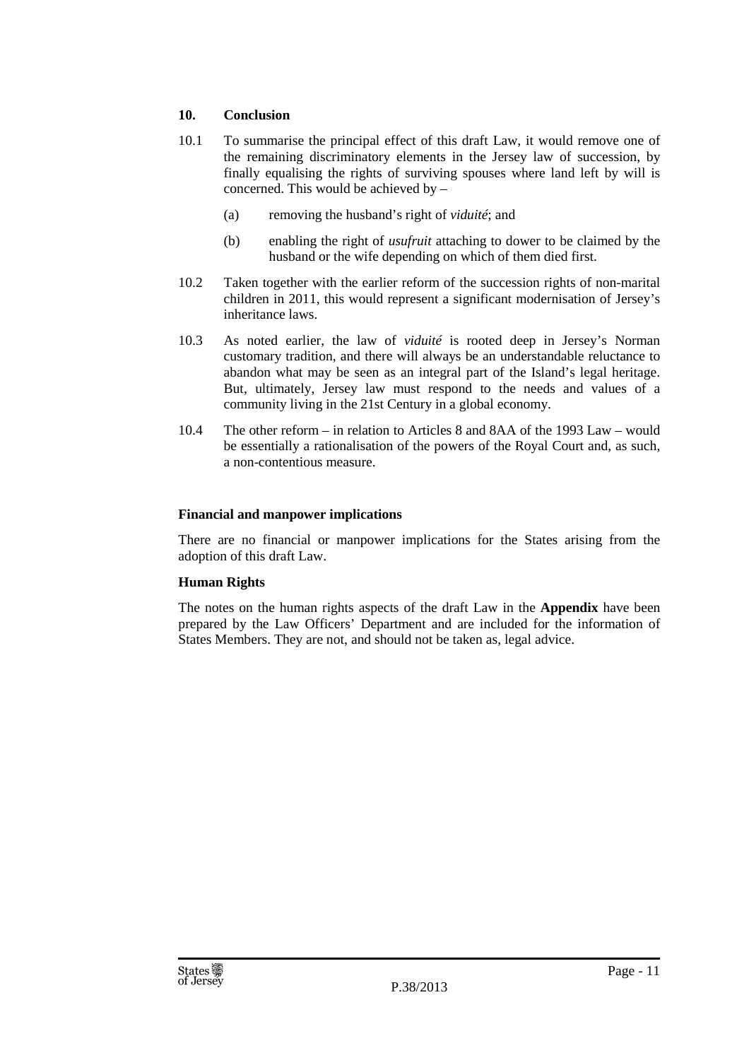### 10. Conclusion

10.1 To summarise the principal effect of this draft Law, it would remove one of the remaining discriminatory elements in the Jersey law of succession, by finally equalising the rights of surviving spouses where land left by will is concerned. This would be achieved by –

- (a) removing the husband's right of *viduité*; and
- (b) enabling the right of *usufruit* attaching to dower to be claimed by the husband or the wife depending on which of them died first.

10.2 Taken together with the earlier reform of the succession rights of non-marital children in 2011, this would represent a significant modernisation of Jersey's inheritance laws.

10.3 As noted earlier, the law of *viduité* is rooted deep in Jersey's Norman customary tradition, and there will always be an understandable reluctance to abandon what may be seen as an integral part of the Island's legal heritage. But, ultimately, Jersey law must respond to the needs and values of a community living in the 21st Century in a global economy.

10.4 The other reform – in relation to Articles 8 and 8AA of the 1993 Law – would be essentially a rationalisation of the powers of the Royal Court and, as such, a non-contentious measure.

### Financial and manpower implications

There are no financial or manpower implications for the States arising from the adoption of this draft Law.

### Human Rights

The notes on the human rights aspects of the draft Law in the **Appendix** have been prepared by the Law Officers' Department and are included for the information of States Members. They are not, and should not be taken as, legal advice.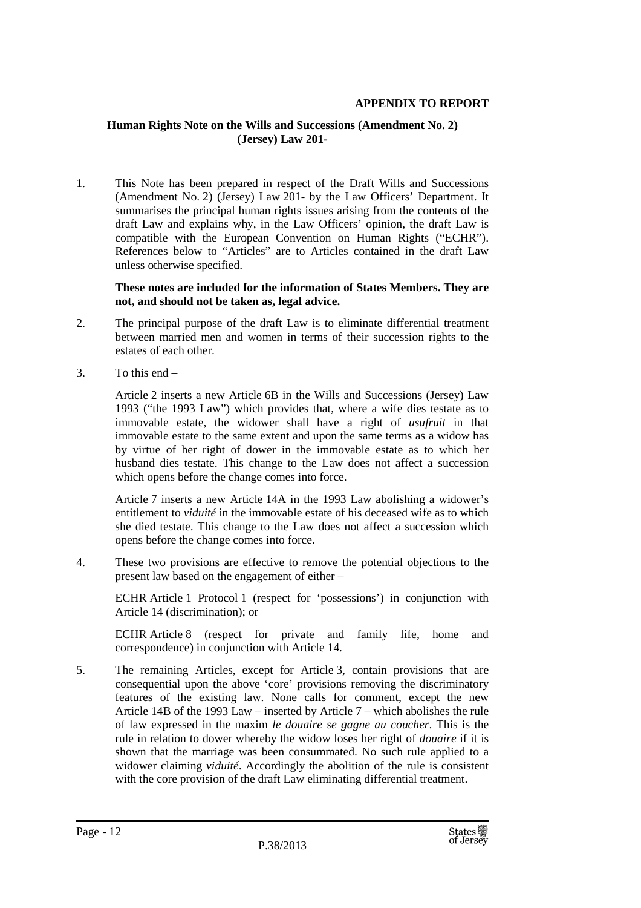**APPENDIX TO REPORT**

**Human Rights Note on the Wills and Successions (Amendment No. 2) (Jersey) Law 201-**

1. This Note has been prepared in respect of the Draft Wills and Successions (Amendment No. 2) (Jersey) Law 201- by the Law Officers' Department. It summarises the principal human rights issues arising from the contents of the draft Law and explains why, in the Law Officers' opinion, the draft Law is compatible with the European Convention on Human Rights ("ECHR"). References below to "Articles" are to Articles contained in the draft Law unless otherwise specified.

   **These notes are included for the information of States Members. They are not, and should not be taken as, legal advice.**

2. The principal purpose of the draft Law is to eliminate differential treatment between married men and women in terms of their succession rights to the estates of each other.

3. To this end –

   Article 2 inserts a new Article 6B in the Wills and Successions (Jersey) Law 1993 ("the 1993 Law") which provides that, where a wife dies testate as to immovable estate, the widower shall have a right of *usufruit* in that immovable estate to the same extent and upon the same terms as a widow has by virtue of her right of dower in the immovable estate as to which her husband dies testate. This change to the Law does not affect a succession which opens before the change comes into force.

   Article 7 inserts a new Article 14A in the 1993 Law abolishing a widower's entitlement to *viduité* in the immovable estate of his deceased wife as to which she died testate. This change to the Law does not affect a succession which opens before the change comes into force.

4. These two provisions are effective to remove the potential objections to the present law based on the engagement of either –

   ECHR Article 1 Protocol 1 (respect for 'possessions') in conjunction with Article 14 (discrimination); or

   ECHR Article 8 (respect for private and family life, home and correspondence) in conjunction with Article 14.

5. The remaining Articles, except for Article 3, contain provisions that are consequential upon the above 'core' provisions removing the discriminatory features of the existing law. None calls for comment, except the new Article 14B of the 1993 Law – inserted by Article 7 – which abolishes the rule of law expressed in the maxim *le douaire se gagne au coucher*. This is the rule in relation to dower whereby the widow loses her right of *douaire* if it is shown that the marriage was been consummated. No such rule applied to a widower claiming *viduité*. Accordingly the abolition of the rule is consistent with the core provision of the draft Law eliminating differential treatment.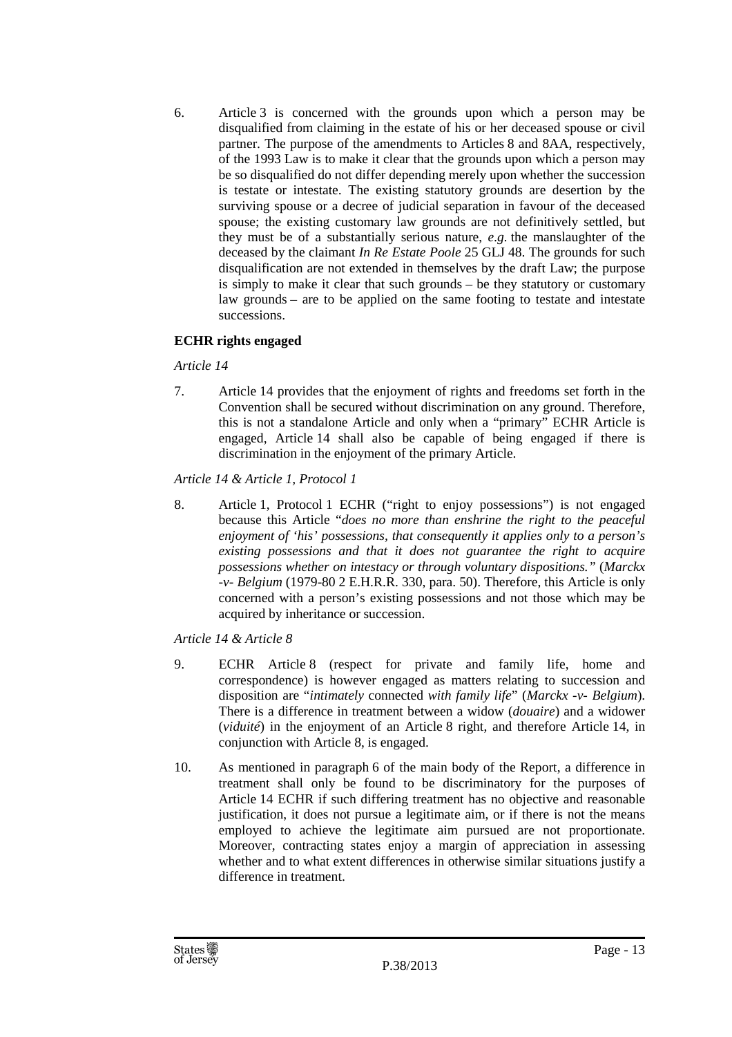6. Article 3 is concerned with the grounds upon which a person may be disqualified from claiming in the estate of his or her deceased spouse or civil partner. The purpose of the amendments to Articles 8 and 8AA, respectively, of the 1993 Law is to make it clear that the grounds upon which a person may be so disqualified do not differ depending merely upon whether the succession is testate or intestate. The existing statutory grounds are desertion by the surviving spouse or a decree of judicial separation in favour of the deceased spouse; the existing customary law grounds are not definitively settled, but they must be of a substantially serious nature, *e.g.* the manslaughter of the deceased by the claimant *In Re Estate Poole* 25 GLJ 48. The grounds for such disqualification are not extended in themselves by the draft Law; the purpose is simply to make it clear that such grounds – be they statutory or customary law grounds – are to be applied on the same footing to testate and intestate successions.

**ECHR rights engaged**

*Article 14*

7. Article 14 provides that the enjoyment of rights and freedoms set forth in the Convention shall be secured without discrimination on any ground. Therefore, this is not a standalone Article and only when a "primary" ECHR Article is engaged, Article 14 shall also be capable of being engaged if there is discrimination in the enjoyment of the primary Article.

*Article 14 & Article 1, Protocol 1*

8. Article 1, Protocol 1 ECHR ("right to enjoy possessions") is not engaged because this Article "*does no more than enshrine the right to the peaceful enjoyment of 'his' possessions, that consequently it applies only to a person's existing possessions and that it does not guarantee the right to acquire possessions whether on intestacy or through voluntary dispositions."* (*Marckx -v- Belgium* (1979-80 2 E.H.R.R. 330, para. 50). Therefore, this Article is only concerned with a person's existing possessions and not those which may be acquired by inheritance or succession.

*Article 14 & Article 8*

9. ECHR Article 8 (respect for private and family life, home and correspondence) is however engaged as matters relating to succession and disposition are "*intimately* connected *with family life*" (*Marckx -v- Belgium*). There is a difference in treatment between a widow (*douaire*) and a widower (*viduité*) in the enjoyment of an Article 8 right, and therefore Article 14, in conjunction with Article 8, is engaged.

10. As mentioned in paragraph 6 of the main body of the Report, a difference in treatment shall only be found to be discriminatory for the purposes of Article 14 ECHR if such differing treatment has no objective and reasonable justification, it does not pursue a legitimate aim, or if there is not the means employed to achieve the legitimate aim pursued are not proportionate. Moreover, contracting states enjoy a margin of appreciation in assessing whether and to what extent differences in otherwise similar situations justify a difference in treatment.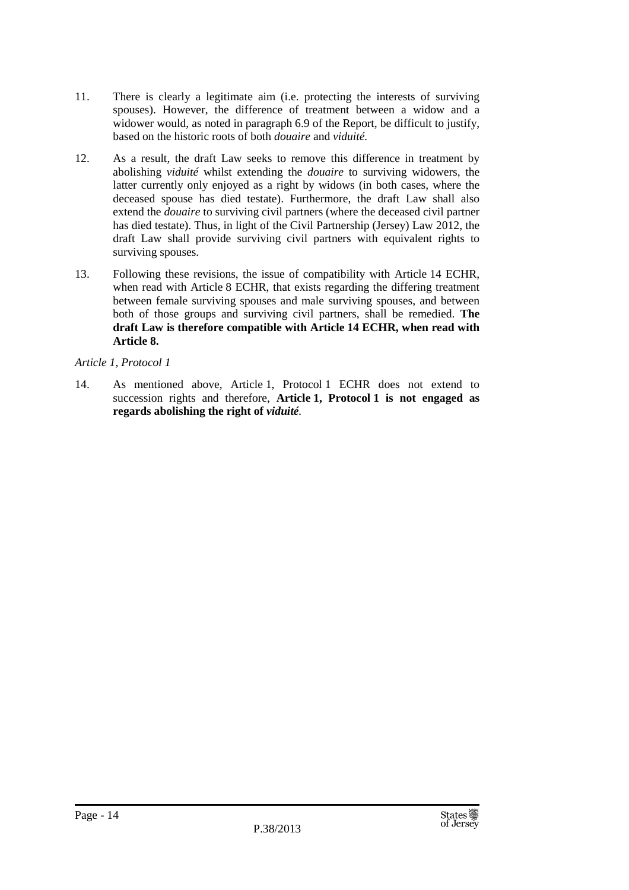11. There is clearly a legitimate aim (i.e. protecting the interests of surviving spouses). However, the difference of treatment between a widow and a widower would, as noted in paragraph 6.9 of the Report, be difficult to justify, based on the historic roots of both *douaire* and *viduité*.

12. As a result, the draft Law seeks to remove this difference in treatment by abolishing *viduité* whilst extending the *douaire* to surviving widowers, the latter currently only enjoyed as a right by widows (in both cases, where the deceased spouse has died testate). Furthermore, the draft Law shall also extend the *douaire* to surviving civil partners (where the deceased civil partner has died testate). Thus, in light of the Civil Partnership (Jersey) Law 2012, the draft Law shall provide surviving civil partners with equivalent rights to surviving spouses.

13. Following these revisions, the issue of compatibility with Article 14 ECHR, when read with Article 8 ECHR, that exists regarding the differing treatment between female surviving spouses and male surviving spouses, and between both of those groups and surviving civil partners, shall be remedied. **The draft Law is therefore compatible with Article 14 ECHR, when read with Article 8.**

*Article 1, Protocol 1*

14. As mentioned above, Article 1, Protocol 1 ECHR does not extend to succession rights and therefore, **Article 1, Protocol 1 is not engaged as regards abolishing the right of *viduité*.**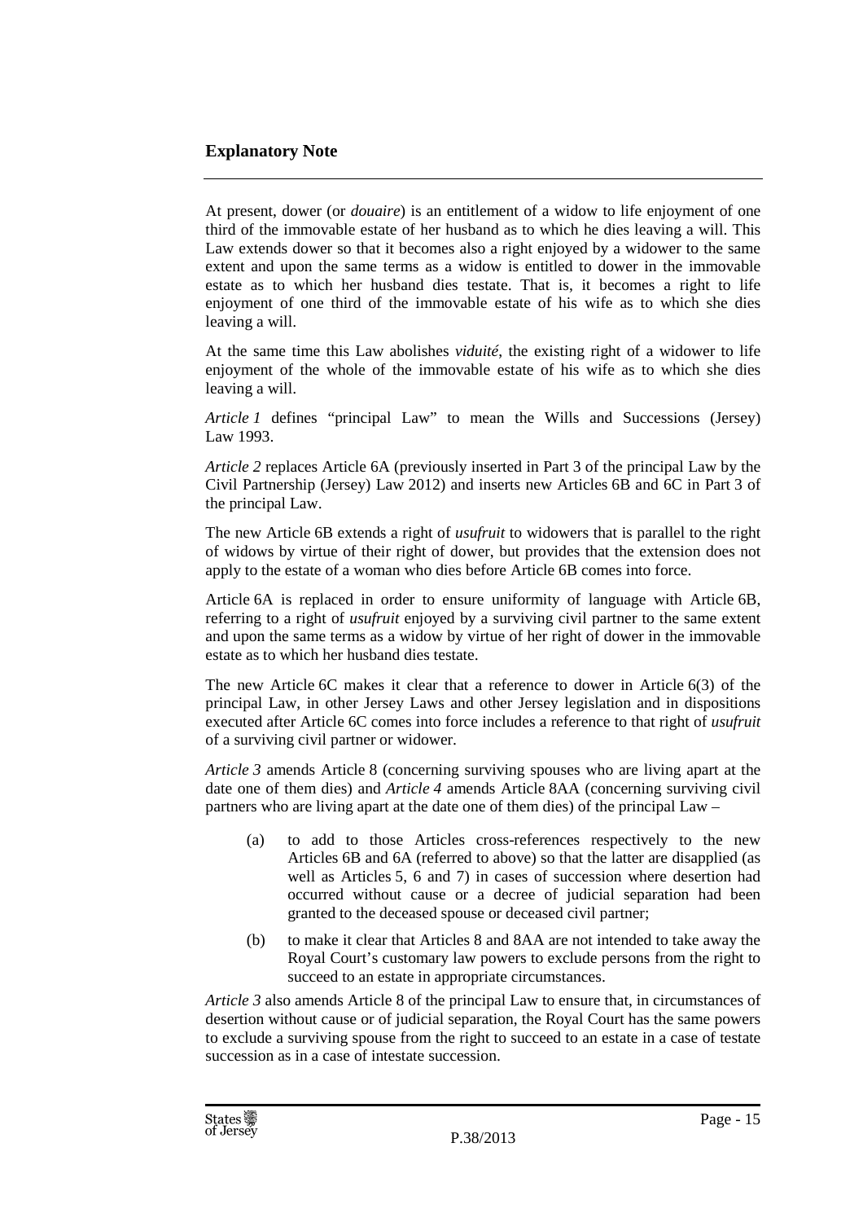## Explanatory Note

At present, dower (or *douaire*) is an entitlement of a widow to life enjoyment of one third of the immovable estate of her husband as to which he dies leaving a will. This Law extends dower so that it becomes also a right enjoyed by a widower to the same extent and upon the same terms as a widow is entitled to dower in the immovable estate as to which her husband dies testate. That is, it becomes a right to life enjoyment of one third of the immovable estate of his wife as to which she dies leaving a will.

At the same time this Law abolishes *viduité*, the existing right of a widower to life enjoyment of the whole of the immovable estate of his wife as to which she dies leaving a will.

*Article 1* defines "principal Law" to mean the Wills and Successions (Jersey) Law 1993.

*Article 2* replaces Article 6A (previously inserted in Part 3 of the principal Law by the Civil Partnership (Jersey) Law 2012) and inserts new Articles 6B and 6C in Part 3 of the principal Law.

The new Article 6B extends a right of *usufruit* to widowers that is parallel to the right of widows by virtue of their right of dower, but provides that the extension does not apply to the estate of a woman who dies before Article 6B comes into force.

Article 6A is replaced in order to ensure uniformity of language with Article 6B, referring to a right of *usufruit* enjoyed by a surviving civil partner to the same extent and upon the same terms as a widow by virtue of her right of dower in the immovable estate as to which her husband dies testate.

The new Article 6C makes it clear that a reference to dower in Article 6(3) of the principal Law, in other Jersey Laws and other Jersey legislation and in dispositions executed after Article 6C comes into force includes a reference to that right of *usufruit* of a surviving civil partner or widower.

*Article 3* amends Article 8 (concerning surviving spouses who are living apart at the date one of them dies) and *Article 4* amends Article 8AA (concerning surviving civil partners who are living apart at the date one of them dies) of the principal Law –

(a) to add to those Articles cross-references respectively to the new Articles 6B and 6A (referred to above) so that the latter are disapplied (as well as Articles 5, 6 and 7) in cases of succession where desertion had occurred without cause or a decree of judicial separation had been granted to the deceased spouse or deceased civil partner;

(b) to make it clear that Articles 8 and 8AA are not intended to take away the Royal Court's customary law powers to exclude persons from the right to succeed to an estate in appropriate circumstances.

*Article 3* also amends Article 8 of the principal Law to ensure that, in circumstances of desertion without cause or of judicial separation, the Royal Court has the same powers to exclude a surviving spouse from the right to succeed to an estate in a case of testate succession as in a case of intestate succession.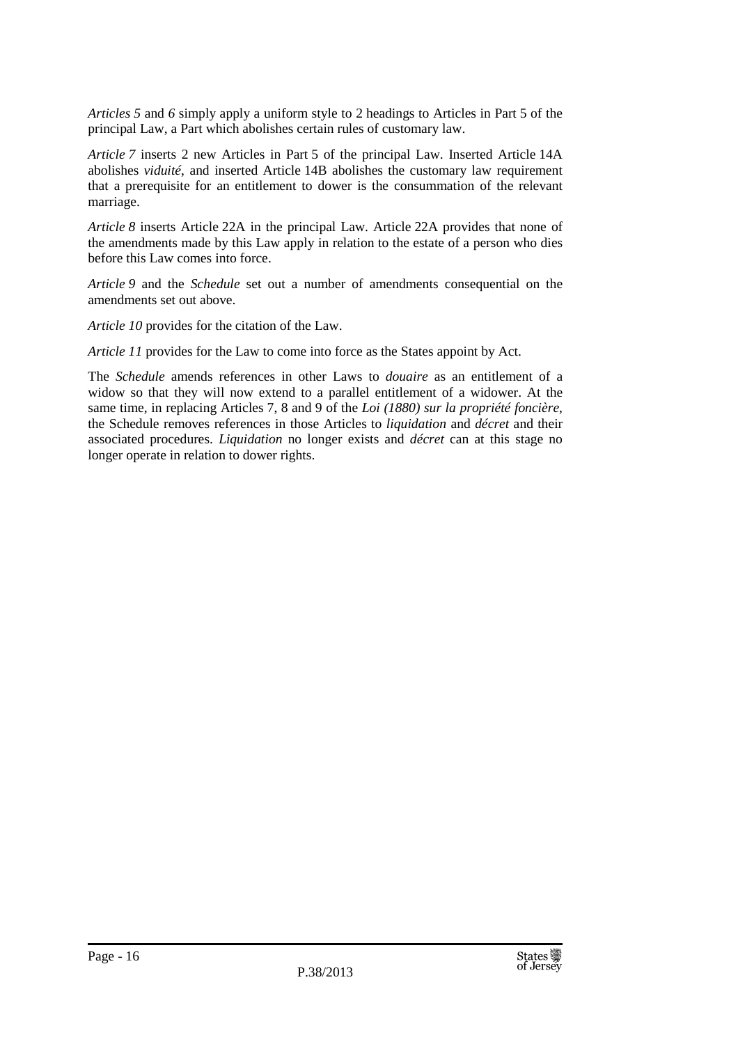*Articles 5* and *6* simply apply a uniform style to 2 headings to Articles in Part 5 of the principal Law, a Part which abolishes certain rules of customary law.

*Article 7* inserts 2 new Articles in Part 5 of the principal Law. Inserted Article 14A abolishes *viduité*, and inserted Article 14B abolishes the customary law requirement that a prerequisite for an entitlement to dower is the consummation of the relevant marriage.

*Article 8* inserts Article 22A in the principal Law. Article 22A provides that none of the amendments made by this Law apply in relation to the estate of a person who dies before this Law comes into force.

*Article 9* and the *Schedule* set out a number of amendments consequential on the amendments set out above.

*Article 10* provides for the citation of the Law.

*Article 11* provides for the Law to come into force as the States appoint by Act.

The *Schedule* amends references in other Laws to *douaire* as an entitlement of a widow so that they will now extend to a parallel entitlement of a widower. At the same time, in replacing Articles 7, 8 and 9 of the *Loi (1880) sur la propriété foncière*, the Schedule removes references in those Articles to *liquidation* and *décret* and their associated procedures. *Liquidation* no longer exists and *décret* can at this stage no longer operate in relation to dower rights.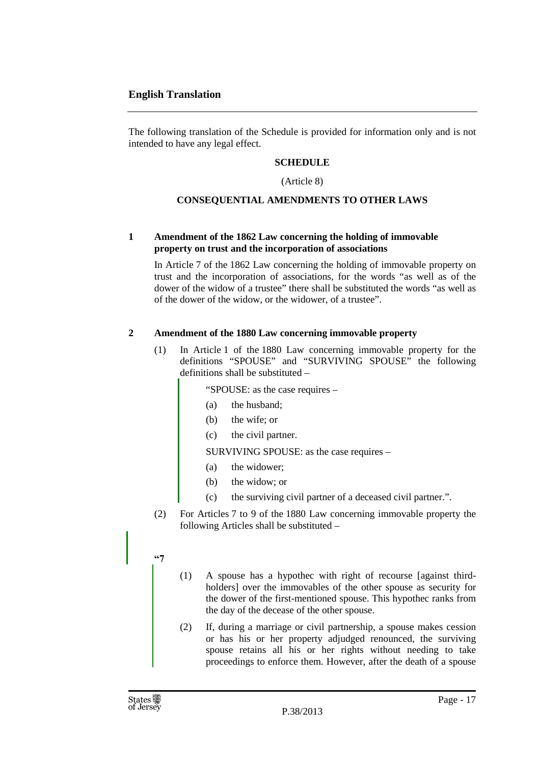## English Translation

The following translation of the Schedule is provided for information only and is not intended to have any legal effect.

**SCHEDULE**

(Article 8)

**CONSEQUENTIAL AMENDMENTS TO OTHER LAWS**

**1 Amendment of the 1862 Law concerning the holding of immovable property on trust and the incorporation of associations**

In Article 7 of the 1862 Law concerning the holding of immovable property on trust and the incorporation of associations, for the words "as well as of the dower of the widow of a trustee" there shall be substituted the words "as well as of the dower of the widow, or the widower, of a trustee".

**2 Amendment of the 1880 Law concerning immovable property**

(1) In Article 1 of the 1880 Law concerning immovable property for the definitions "SPOUSE" and "SURVIVING SPOUSE" the following definitions shall be substituted –

"SPOUSE: as the case requires –

(a) the husband;

(b) the wife; or

(c) the civil partner.

SURVIVING SPOUSE: as the case requires –

(a) the widower;

(b) the widow; or

(c) the surviving civil partner of a deceased civil partner.".

(2) For Articles 7 to 9 of the 1880 Law concerning immovable property the following Articles shall be substituted –

"7

(1) A spouse has a hypothec with right of recourse [against third-holders] over the immovables of the other spouse as security for the dower of the first-mentioned spouse. This hypothec ranks from the day of the decease of the other spouse.

(2) If, during a marriage or civil partnership, a spouse makes cession or has his or her property adjudged renounced, the surviving spouse retains all his or her rights without needing to take proceedings to enforce them. However, after the death of a spouse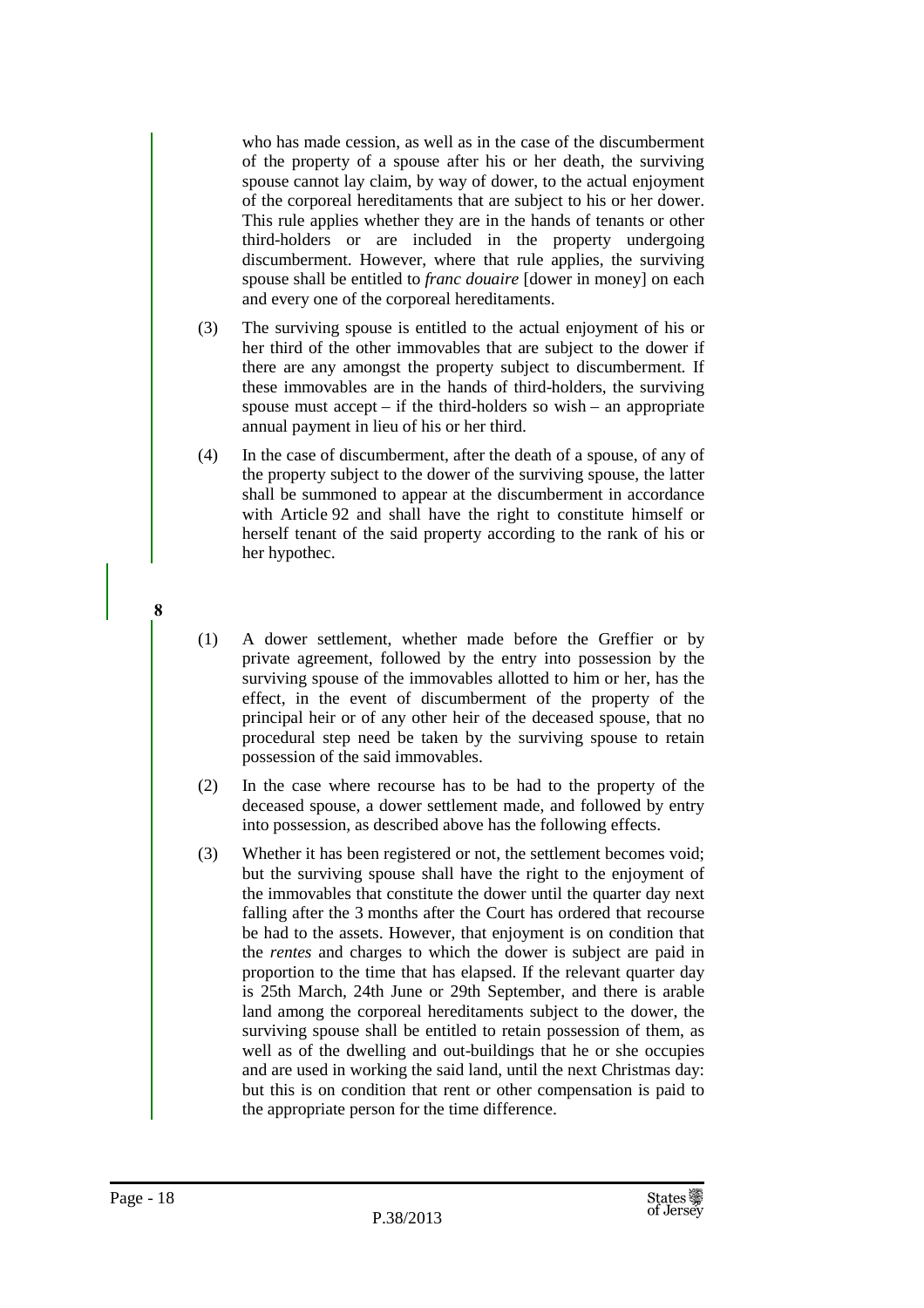who has made cession, as well as in the case of the discumberment of the property of a spouse after his or her death, the surviving spouse cannot lay claim, by way of dower, to the actual enjoyment of the corporeal hereditaments that are subject to his or her dower. This rule applies whether they are in the hands of tenants or other third-holders or are included in the property undergoing discumberment. However, where that rule applies, the surviving spouse shall be entitled to *franc douaire* [dower in money] on each and every one of the corporeal hereditaments.

(3) The surviving spouse is entitled to the actual enjoyment of his or her third of the other immovables that are subject to the dower if there are any amongst the property subject to discumberment. If these immovables are in the hands of third-holders, the surviving spouse must accept – if the third-holders so wish – an appropriate annual payment in lieu of his or her third.

(4) In the case of discumberment, after the death of a spouse, of any of the property subject to the dower of the surviving spouse, the latter shall be summoned to appear at the discumberment in accordance with Article 92 and shall have the right to constitute himself or herself tenant of the said property according to the rank of his or her hypothec.

**8**

(1) A dower settlement, whether made before the Greffier or by private agreement, followed by the entry into possession by the surviving spouse of the immovables allotted to him or her, has the effect, in the event of discumberment of the property of the principal heir or of any other heir of the deceased spouse, that no procedural step need be taken by the surviving spouse to retain possession of the said immovables.

(2) In the case where recourse has to be had to the property of the deceased spouse, a dower settlement made, and followed by entry into possession, as described above has the following effects.

(3) Whether it has been registered or not, the settlement becomes void; but the surviving spouse shall have the right to the enjoyment of the immovables that constitute the dower until the quarter day next falling after the 3 months after the Court has ordered that recourse be had to the assets. However, that enjoyment is on condition that the *rentes* and charges to which the dower is subject are paid in proportion to the time that has elapsed. If the relevant quarter day is 25th March, 24th June or 29th September, and there is arable land among the corporeal hereditaments subject to the dower, the surviving spouse shall be entitled to retain possession of them, as well as of the dwelling and out-buildings that he or she occupies and are used in working the said land, until the next Christmas day: but this is on condition that rent or other compensation is paid to the appropriate person for the time difference.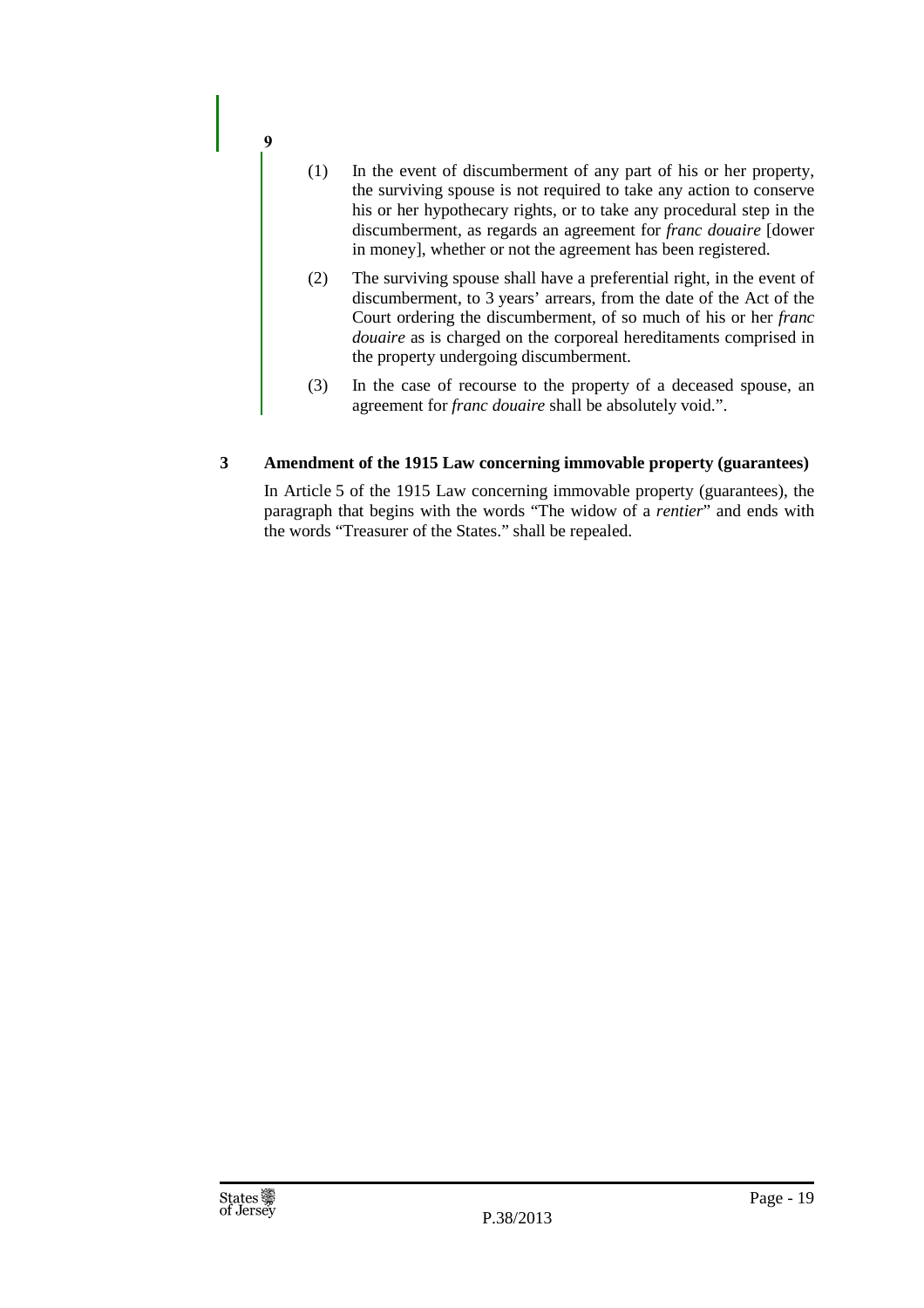**9**

(1) In the event of discumberment of any part of his or her property, the surviving spouse is not required to take any action to conserve his or her hypothecary rights, or to take any procedural step in the discumberment, as regards an agreement for *franc douaire* [dower in money], whether or not the agreement has been registered.

(2) The surviving spouse shall have a preferential right, in the event of discumberment, to 3 years' arrears, from the date of the Act of the Court ordering the discumberment, of so much of his or her *franc douaire* as is charged on the corporeal hereditaments comprised in the property undergoing discumberment.

(3) In the case of recourse to the property of a deceased spouse, an agreement for *franc douaire* shall be absolutely void.".

**3 Amendment of the 1915 Law concerning immovable property (guarantees)**

In Article 5 of the 1915 Law concerning immovable property (guarantees), the paragraph that begins with the words "The widow of a *rentier*" and ends with the words "Treasurer of the States." shall be repealed.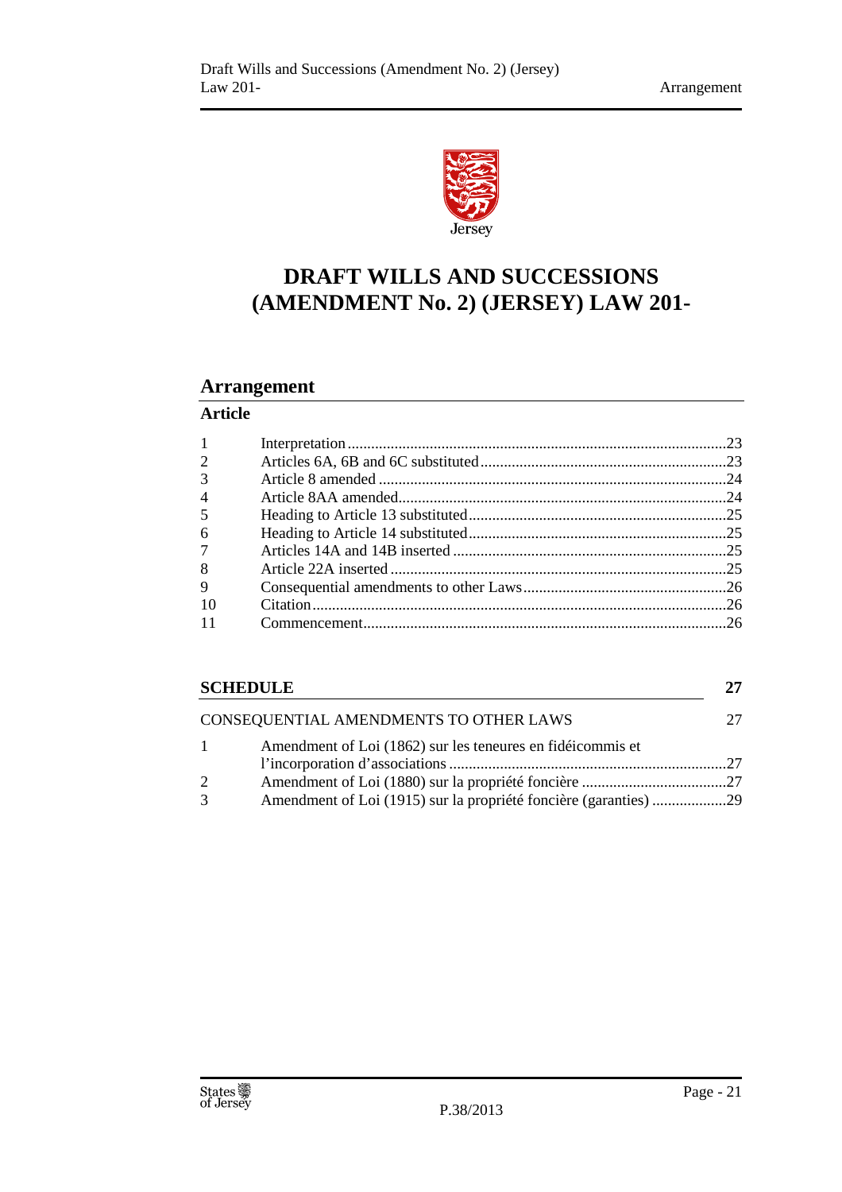# DRAFT WILLS AND SUCCESSIONS (AMENDMENT No. 2) (JERSEY) LAW 201-

## Arrangement

**Article**

| | | |
|---|---|---|
| 1 | Interpretation | 23 |
| 2 | Articles 6A, 6B and 6C substituted | 23 |
| 3 | Article 8 amended | 24 |
| 4 | Article 8AA amended | 24 |
| 5 | Heading to Article 13 substituted | 25 |
| 6 | Heading to Article 14 substituted | 25 |
| 7 | Articles 14A and 14B inserted | 25 |
| 8 | Article 22A inserted | 25 |
| 9 | Consequential amendments to other Laws | 26 |
| 10 | Citation | 26 |
| 11 | Commencement | 26 |

**SCHEDULE** **27**

CONSEQUENTIAL AMENDMENTS TO OTHER LAWS 27

| | | |
|---|---|---|
| 1 | Amendment of Loi (1862) sur les teneures en fidéicommis et l'incorporation d'associations | 27 |
| 2 | Amendment of Loi (1880) sur la propriété foncière | 27 |
| 3 | Amendment of Loi (1915) sur la propriété foncière (garanties) | 29 |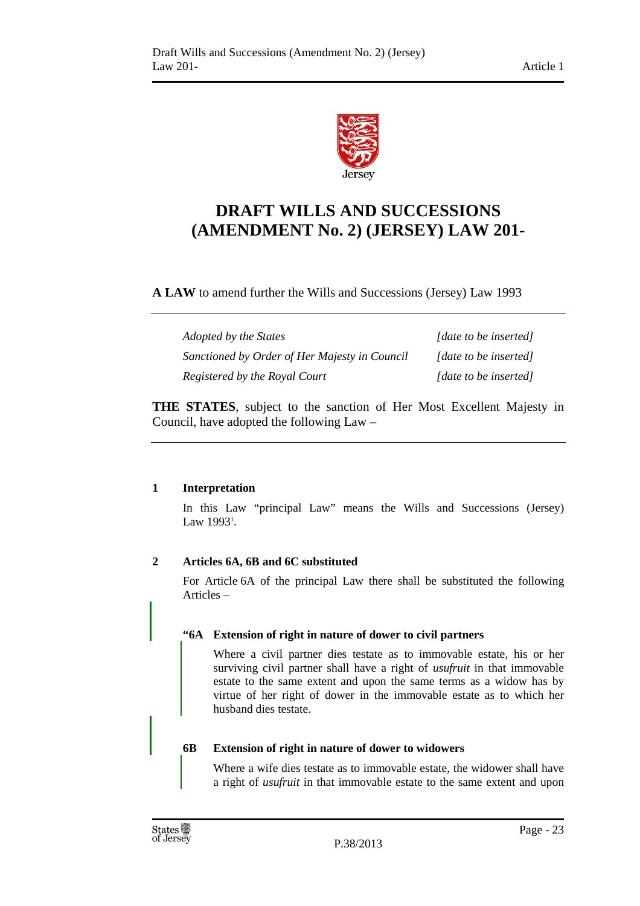# DRAFT WILLS AND SUCCESSIONS (AMENDMENT No. 2) (JERSEY) LAW 201-

**A LAW** to amend further the Wills and Successions (Jersey) Law 1993

| | |
|---|---|
| *Adopted by the States* | *[date to be inserted]* |
| *Sanctioned by Order of Her Majesty in Council* | *[date to be inserted]* |
| *Registered by the Royal Court* | *[date to be inserted]* |

**THE STATES**, subject to the sanction of Her Most Excellent Majesty in Council, have adopted the following Law –

**1 Interpretation**

In this Law "principal Law" means the Wills and Successions (Jersey) Law 1993[1].

**2 Articles 6A, 6B and 6C substituted**

For Article 6A of the principal Law there shall be substituted the following Articles –

**"6A Extension of right in nature of dower to civil partners**

Where a civil partner dies testate as to immovable estate, his or her surviving civil partner shall have a right of *usufruit* in that immovable estate to the same extent and upon the same terms as a widow has by virtue of her right of dower in the immovable estate as to which her husband dies testate.

**6B Extension of right in nature of dower to widowers**

Where a wife dies testate as to immovable estate, the widower shall have a right of *usufruit* in that immovable estate to the same extent and upon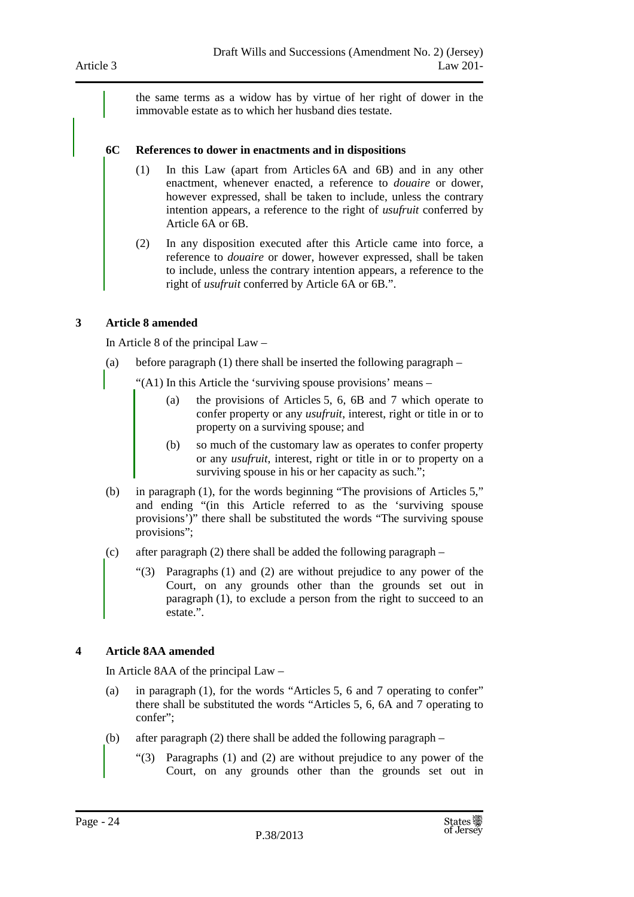the same terms as a widow has by virtue of her right of dower in the immovable estate as to which her husband dies testate.

**6C References to dower in enactments and in dispositions**

(1) In this Law (apart from Articles 6A and 6B) and in any other enactment, whenever enacted, a reference to *douaire* or dower, however expressed, shall be taken to include, unless the contrary intention appears, a reference to the right of *usufruit* conferred by Article 6A or 6B.

(2) In any disposition executed after this Article came into force, a reference to *douaire* or dower, however expressed, shall be taken to include, unless the contrary intention appears, a reference to the right of *usufruit* conferred by Article 6A or 6B.".

## 3 Article 8 amended

In Article 8 of the principal Law –

(a) before paragraph (1) there shall be inserted the following paragraph –

"(A1) In this Article the 'surviving spouse provisions' means –

(a) the provisions of Articles 5, 6, 6B and 7 which operate to confer property or any *usufruit*, interest, right or title in or to property on a surviving spouse; and

(b) so much of the customary law as operates to confer property or any *usufruit*, interest, right or title in or to property on a surviving spouse in his or her capacity as such.";

(b) in paragraph (1), for the words beginning "The provisions of Articles 5," and ending "(in this Article referred to as the 'surviving spouse provisions')" there shall be substituted the words "The surviving spouse provisions";

(c) after paragraph (2) there shall be added the following paragraph –

"(3) Paragraphs (1) and (2) are without prejudice to any power of the Court, on any grounds other than the grounds set out in paragraph (1), to exclude a person from the right to succeed to an estate.".

## 4 Article 8AA amended

In Article 8AA of the principal Law –

(a) in paragraph (1), for the words "Articles 5, 6 and 7 operating to confer" there shall be substituted the words "Articles 5, 6, 6A and 7 operating to confer";

(b) after paragraph (2) there shall be added the following paragraph –

"(3) Paragraphs (1) and (2) are without prejudice to any power of the Court, on any grounds other than the grounds set out in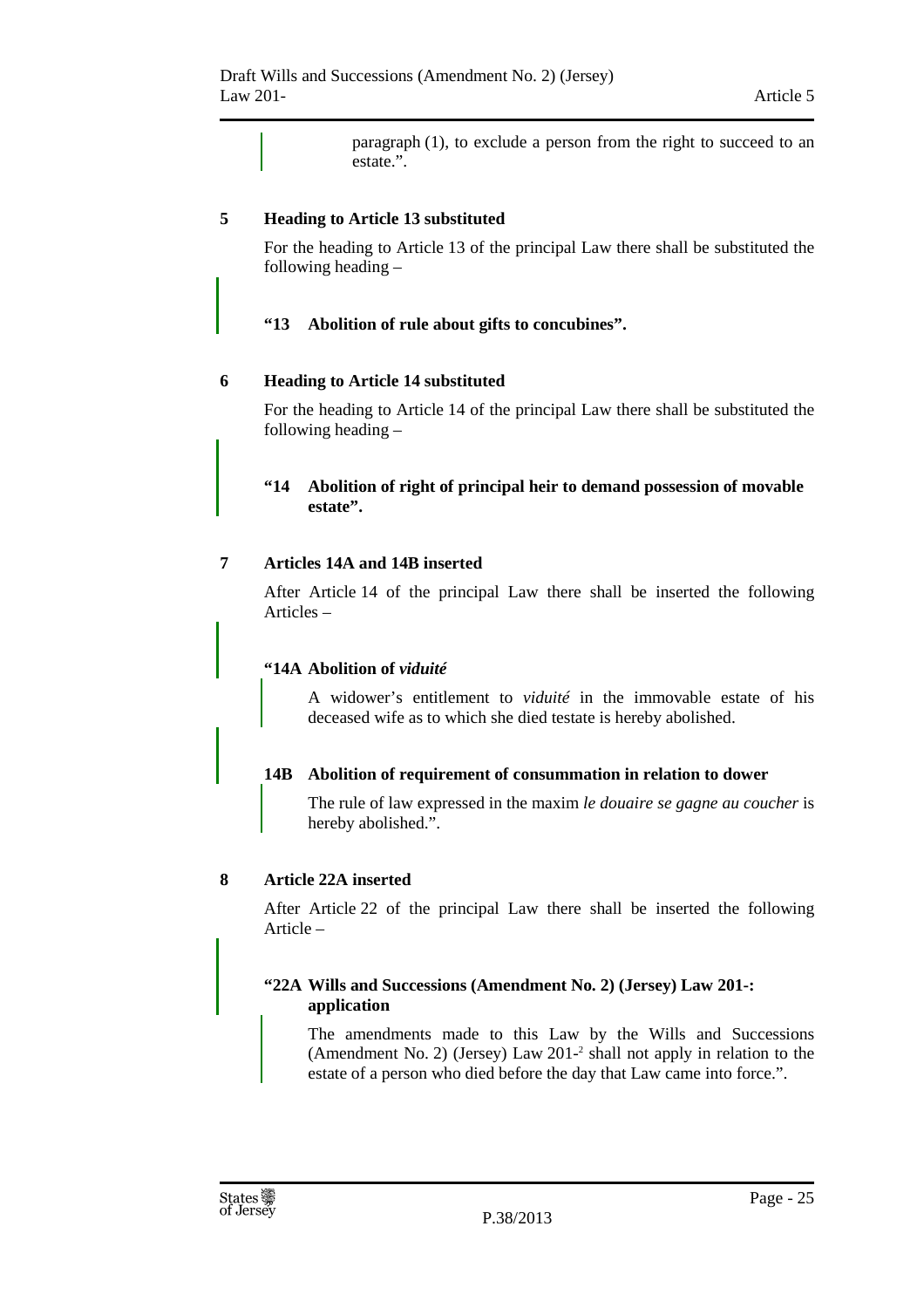paragraph (1), to exclude a person from the right to succeed to an estate.".

## 5 Heading to Article 13 substituted

For the heading to Article 13 of the principal Law there shall be substituted the following heading –

**"13 Abolition of rule about gifts to concubines".**

## 6 Heading to Article 14 substituted

For the heading to Article 14 of the principal Law there shall be substituted the following heading –

**"14 Abolition of right of principal heir to demand possession of movable estate".**

## 7 Articles 14A and 14B inserted

After Article 14 of the principal Law there shall be inserted the following Articles –

**"14A Abolition of *viduité***

A widower's entitlement to *viduité* in the immovable estate of his deceased wife as to which she died testate is hereby abolished.

**14B Abolition of requirement of consummation in relation to dower**

The rule of law expressed in the maxim *le douaire se gagne au coucher* is hereby abolished.".

## 8 Article 22A inserted

After Article 22 of the principal Law there shall be inserted the following Article –

**"22A Wills and Successions (Amendment No. 2) (Jersey) Law 201-: application**

The amendments made to this Law by the Wills and Successions (Amendment No. 2) (Jersey) Law 201-[2] shall not apply in relation to the estate of a person who died before the day that Law came into force.".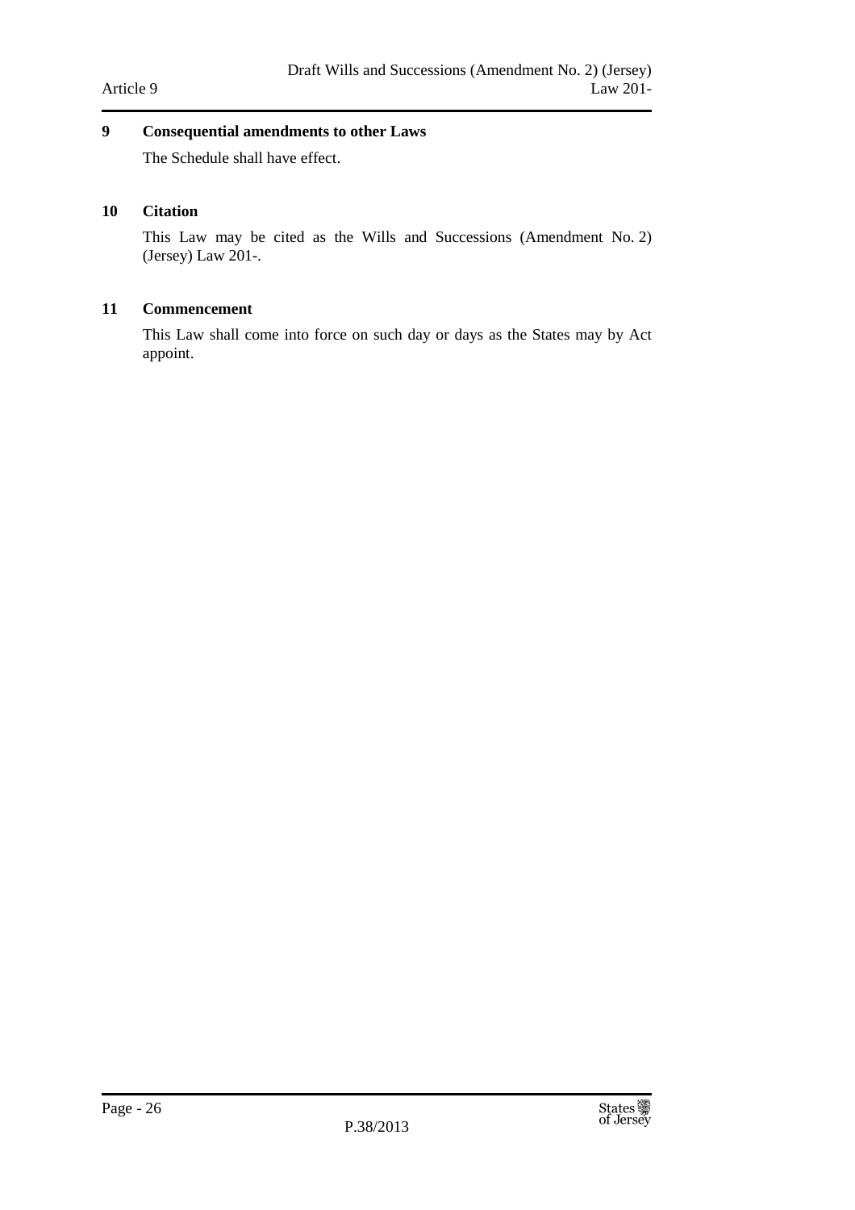## 9 Consequential amendments to other Laws

The Schedule shall have effect.

## 10 Citation

This Law may be cited as the Wills and Successions (Amendment No. 2) (Jersey) Law 201-.

## 11 Commencement

This Law shall come into force on such day or days as the States may by Act appoint.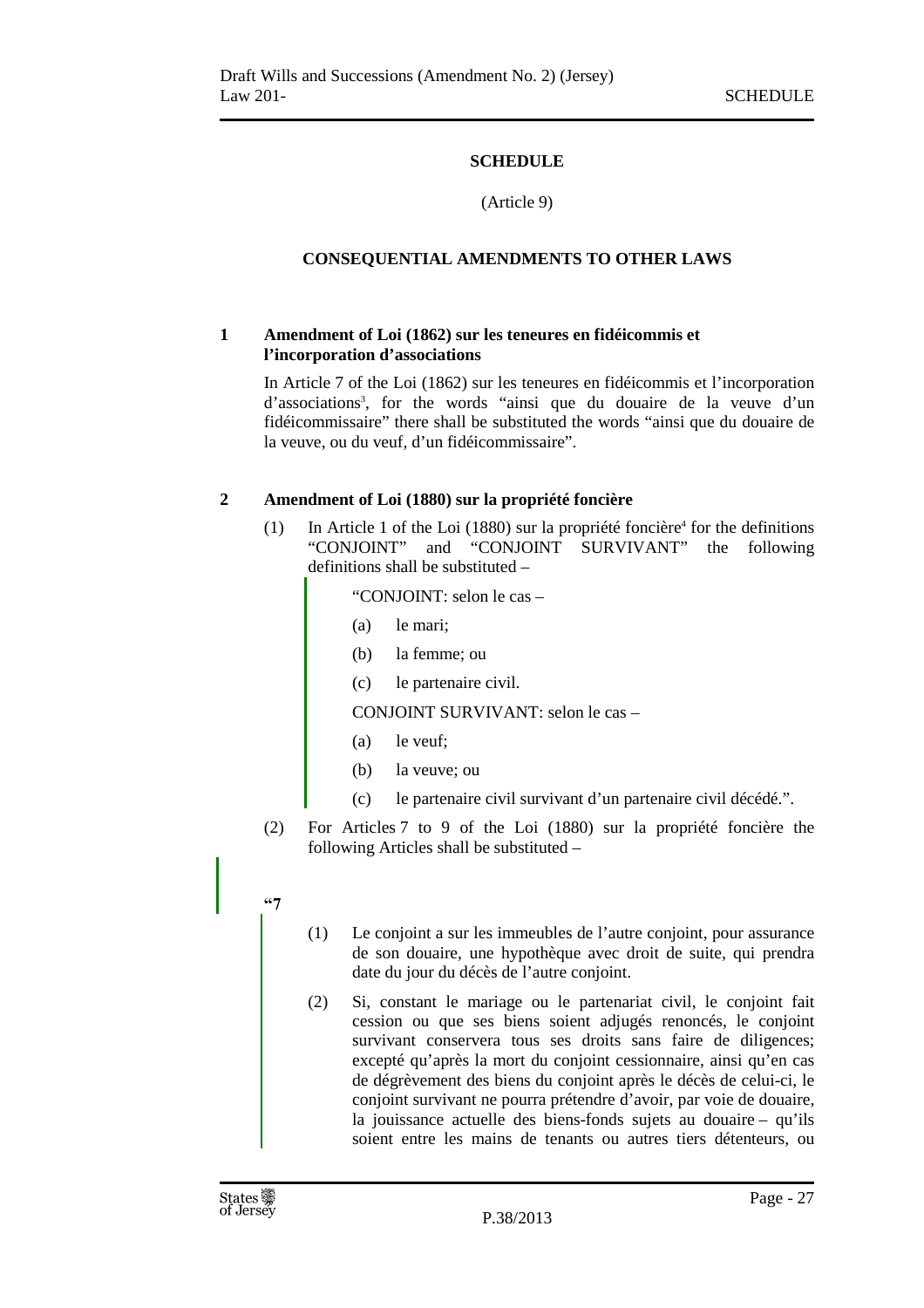## SCHEDULE

(Article 9)

## CONSEQUENTIAL AMENDMENTS TO OTHER LAWS

### 1 Amendment of Loi (1862) sur les teneures en fidéicommis et l'incorporation d'associations

In Article 7 of the Loi (1862) sur les teneures en fidéicommis et l'incorporation d'associations[3], for the words "ainsi que du douaire de la veuve d'un fidéicommissaire" there shall be substituted the words "ainsi que du douaire de la veuve, ou du veuf, d'un fidéicommissaire".

### 2 Amendment of Loi (1880) sur la propriété foncière

(1) In Article 1 of the Loi (1880) sur la propriété foncière[4] for the definitions "CONJOINT" and "CONJOINT SURVIVANT" the following definitions shall be substituted –

> "CONJOINT: selon le cas –
>
> (a) le mari;
>
> (b) la femme; ou
>
> (c) le partenaire civil.
>
> CONJOINT SURVIVANT: selon le cas –
>
> (a) le veuf;
>
> (b) la veuve; ou
>
> (c) le partenaire civil survivant d'un partenaire civil décédé.".

(2) For Articles 7 to 9 of the Loi (1880) sur la propriété foncière the following Articles shall be substituted –

> "7
>
> (1) Le conjoint a sur les immeubles de l'autre conjoint, pour assurance de son douaire, une hypothèque avec droit de suite, qui prendra date du jour du décès de l'autre conjoint.
>
> (2) Si, constant le mariage ou le partenariat civil, le conjoint fait cession ou que ses biens soient adjugés renoncés, le conjoint survivant conservera tous ses droits sans faire de diligences; excepté qu'après la mort du conjoint cessionnaire, ainsi qu'en cas de dégrèvement des biens du conjoint après le décès de celui-ci, le conjoint survivant ne pourra prétendre d'avoir, par voie de douaire, la jouissance actuelle des biens-fonds sujets au douaire – qu'ils soient entre les mains de tenants ou autres tiers détenteurs, ou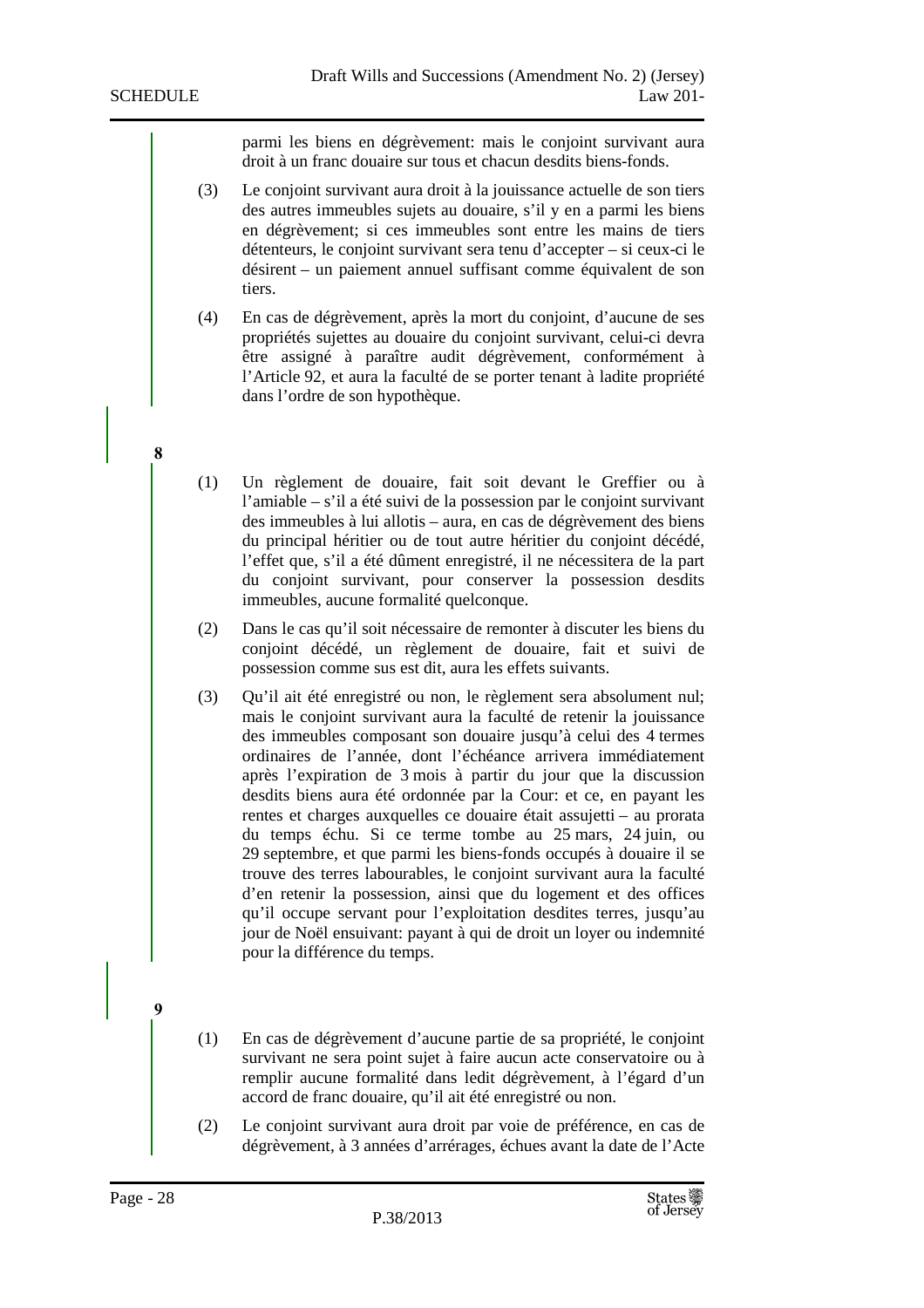parmi les biens en dégrèvement: mais le conjoint survivant aura droit à un franc douaire sur tous et chacun desdits biens-fonds.

(3) Le conjoint survivant aura droit à la jouissance actuelle de son tiers des autres immeubles sujets au douaire, s'il y en a parmi les biens en dégrèvement; si ces immeubles sont entre les mains de tiers détenteurs, le conjoint survivant sera tenu d'accepter – si ceux-ci le désirent – un paiement annuel suffisant comme équivalent de son tiers.

(4) En cas de dégrèvement, après la mort du conjoint, d'aucune de ses propriétés sujettes au douaire du conjoint survivant, celui-ci devra être assigné à paraître audit dégrèvement, conformément à l'Article 92, et aura la faculté de se porter tenant à ladite propriété dans l'ordre de son hypothèque.

**8**

(1) Un règlement de douaire, fait soit devant le Greffier ou à l'amiable – s'il a été suivi de la possession par le conjoint survivant des immeubles à lui allotis – aura, en cas de dégrèvement des biens du principal héritier ou de tout autre héritier du conjoint décédé, l'effet que, s'il a été dûment enregistré, il ne nécessitera de la part du conjoint survivant, pour conserver la possession desdits immeubles, aucune formalité quelconque.

(2) Dans le cas qu'il soit nécessaire de remonter à discuter les biens du conjoint décédé, un règlement de douaire, fait et suivi de possession comme sus est dit, aura les effets suivants.

(3) Qu'il ait été enregistré ou non, le règlement sera absolument nul; mais le conjoint survivant aura la faculté de retenir la jouissance des immeubles composant son douaire jusqu'à celui des 4 termes ordinaires de l'année, dont l'échéance arrivera immédiatement après l'expiration de 3 mois à partir du jour que la discussion desdits biens aura été ordonnée par la Cour: et ce, en payant les rentes et charges auxquelles ce douaire était assujetti – au prorata du temps échu. Si ce terme tombe au 25 mars, 24 juin, ou 29 septembre, et que parmi les biens-fonds occupés à douaire il se trouve des terres labourables, le conjoint survivant aura la faculté d'en retenir la possession, ainsi que du logement et des offices qu'il occupe servant pour l'exploitation desdites terres, jusqu'au jour de Noël ensuivant: payant à qui de droit un loyer ou indemnité pour la différence du temps.

**9**

(1) En cas de dégrèvement d'aucune partie de sa propriété, le conjoint survivant ne sera point sujet à faire aucun acte conservatoire ou à remplir aucune formalité dans ledit dégrèvement, à l'égard d'un accord de franc douaire, qu'il ait été enregistré ou non.

(2) Le conjoint survivant aura droit par voie de préférence, en cas de dégrèvement, à 3 années d'arrérages, échues avant la date de l'Acte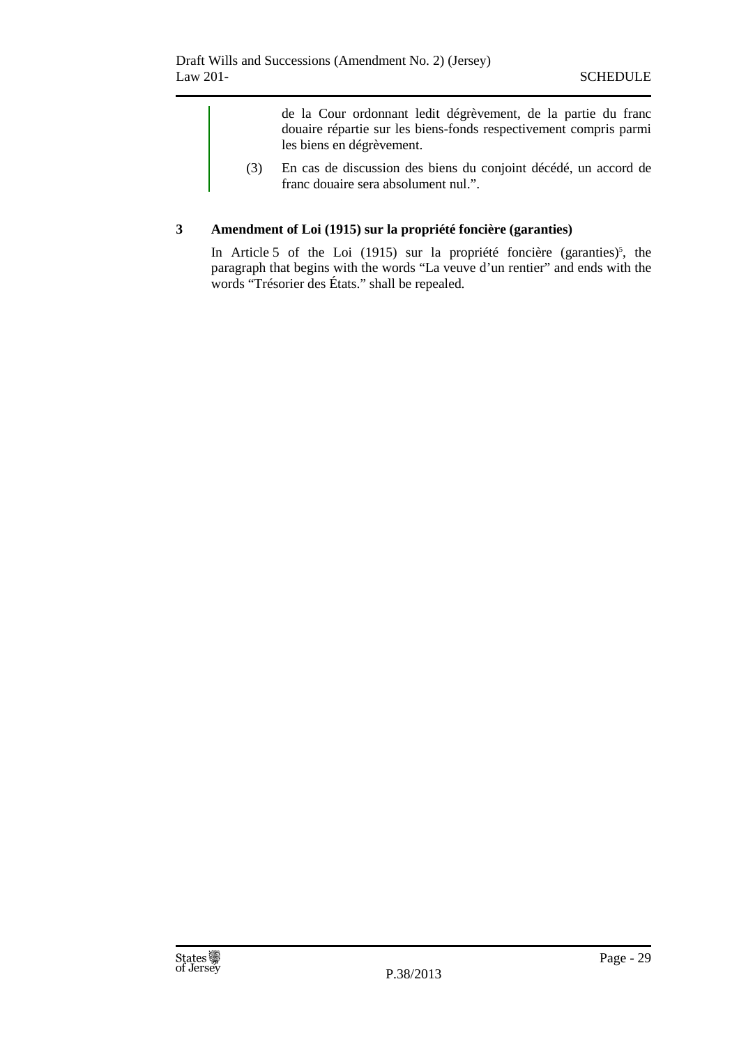de la Cour ordonnant ledit dégrèvement, de la partie du franc douaire répartie sur les biens-fonds respectivement compris parmi les biens en dégrèvement.

(3) En cas de discussion des biens du conjoint décédé, un accord de franc douaire sera absolument nul.".

**3 Amendment of Loi (1915) sur la propriété foncière (garanties)**

In Article 5 of the Loi (1915) sur la propriété foncière (garanties)[5], the paragraph that begins with the words "La veuve d'un rentier" and ends with the words "Trésorier des États." shall be repealed.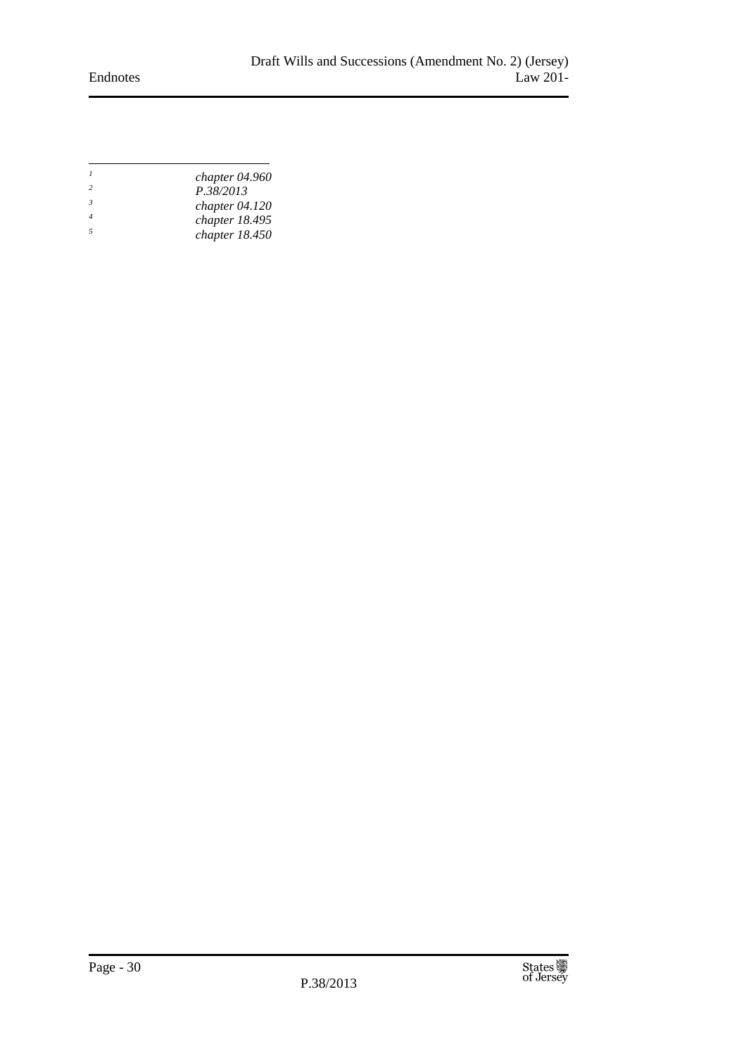[1] *chapter 04.960*

[2] *P.38/2013*

[3] *chapter 04.120*

[4] *chapter 18.495*

[5] *chapter 18.450*